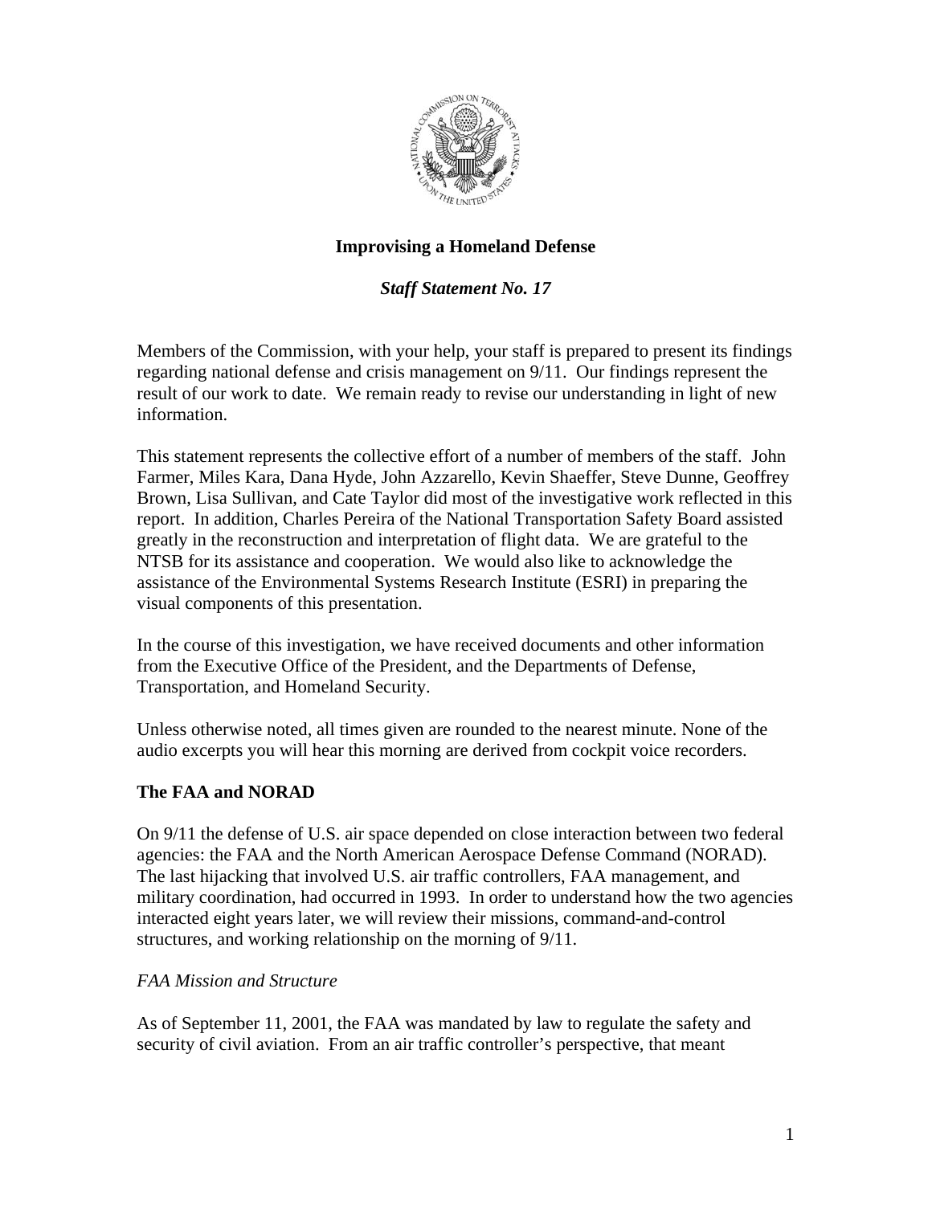# Improvising a Homeland Defense

## *Staff Statement No. 17*

Members of the Commission, with your help, your staff is prepared to present its findings regarding national defense and crisis management on 9/11. Our findings represent the result of our work to date. We remain ready to revise our understanding in light of new information.

This statement represents the collective effort of a number of members of the staff. John Farmer, Miles Kara, Dana Hyde, John Azzarello, Kevin Shaeffer, Steve Dunne, Geoffrey Brown, Lisa Sullivan, and Cate Taylor did most of the investigative work reflected in this report. In addition, Charles Pereira of the National Transportation Safety Board assisted greatly in the reconstruction and interpretation of flight data. We are grateful to the NTSB for its assistance and cooperation. We would also like to acknowledge the assistance of the Environmental Systems Research Institute (ESRI) in preparing the visual components of this presentation.

In the course of this investigation, we have received documents and other information from the Executive Office of the President, and the Departments of Defense, Transportation, and Homeland Security.

Unless otherwise noted, all times given are rounded to the nearest minute. None of the audio excerpts you will hear this morning are derived from cockpit voice recorders.

### The FAA and NORAD

On 9/11 the defense of U.S. air space depended on close interaction between two federal agencies: the FAA and the North American Aerospace Defense Command (NORAD). The last hijacking that involved U.S. air traffic controllers, FAA management, and military coordination, had occurred in 1993. In order to understand how the two agencies interacted eight years later, we will review their missions, command-and-control structures, and working relationship on the morning of 9/11.

#### *FAA Mission and Structure*

As of September 11, 2001, the FAA was mandated by law to regulate the safety and security of civil aviation. From an air traffic controller's perspective, that meant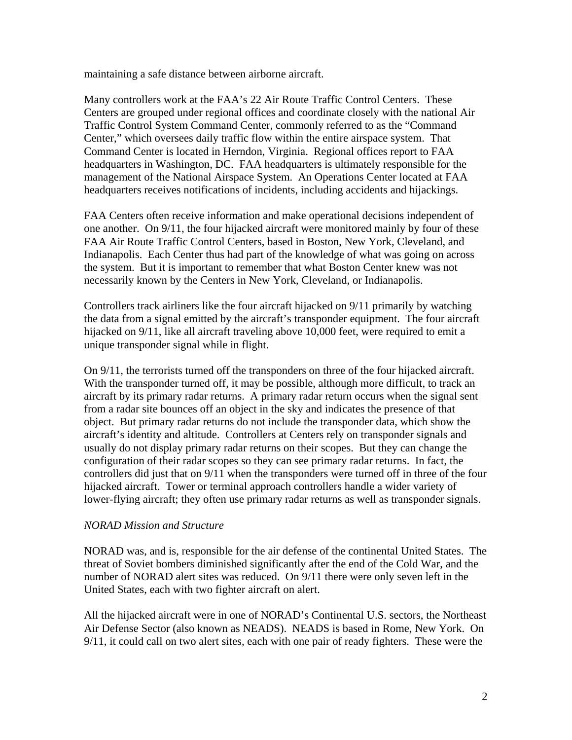maintaining a safe distance between airborne aircraft.

Many controllers work at the FAA's 22 Air Route Traffic Control Centers. These Centers are grouped under regional offices and coordinate closely with the national Air Traffic Control System Command Center, commonly referred to as the "Command Center," which oversees daily traffic flow within the entire airspace system. That Command Center is located in Herndon, Virginia. Regional offices report to FAA headquarters in Washington, DC. FAA headquarters is ultimately responsible for the management of the National Airspace System. An Operations Center located at FAA headquarters receives notifications of incidents, including accidents and hijackings.

FAA Centers often receive information and make operational decisions independent of one another. On 9/11, the four hijacked aircraft were monitored mainly by four of these FAA Air Route Traffic Control Centers, based in Boston, New York, Cleveland, and Indianapolis. Each Center thus had part of the knowledge of what was going on across the system. But it is important to remember that what Boston Center knew was not necessarily known by the Centers in New York, Cleveland, or Indianapolis.

Controllers track airliners like the four aircraft hijacked on 9/11 primarily by watching the data from a signal emitted by the aircraft's transponder equipment. The four aircraft hijacked on 9/11, like all aircraft traveling above 10,000 feet, were required to emit a unique transponder signal while in flight.

On 9/11, the terrorists turned off the transponders on three of the four hijacked aircraft. With the transponder turned off, it may be possible, although more difficult, to track an aircraft by its primary radar returns. A primary radar return occurs when the signal sent from a radar site bounces off an object in the sky and indicates the presence of that object. But primary radar returns do not include the transponder data, which show the aircraft's identity and altitude. Controllers at Centers rely on transponder signals and usually do not display primary radar returns on their scopes. But they can change the configuration of their radar scopes so they can see primary radar returns. In fact, the controllers did just that on 9/11 when the transponders were turned off in three of the four hijacked aircraft. Tower or terminal approach controllers handle a wider variety of lower-flying aircraft; they often use primary radar returns as well as transponder signals.

*NORAD Mission and Structure*

NORAD was, and is, responsible for the air defense of the continental United States. The threat of Soviet bombers diminished significantly after the end of the Cold War, and the number of NORAD alert sites was reduced. On 9/11 there were only seven left in the United States, each with two fighter aircraft on alert.

All the hijacked aircraft were in one of NORAD's Continental U.S. sectors, the Northeast Air Defense Sector (also known as NEADS). NEADS is based in Rome, New York. On 9/11, it could call on two alert sites, each with one pair of ready fighters. These were the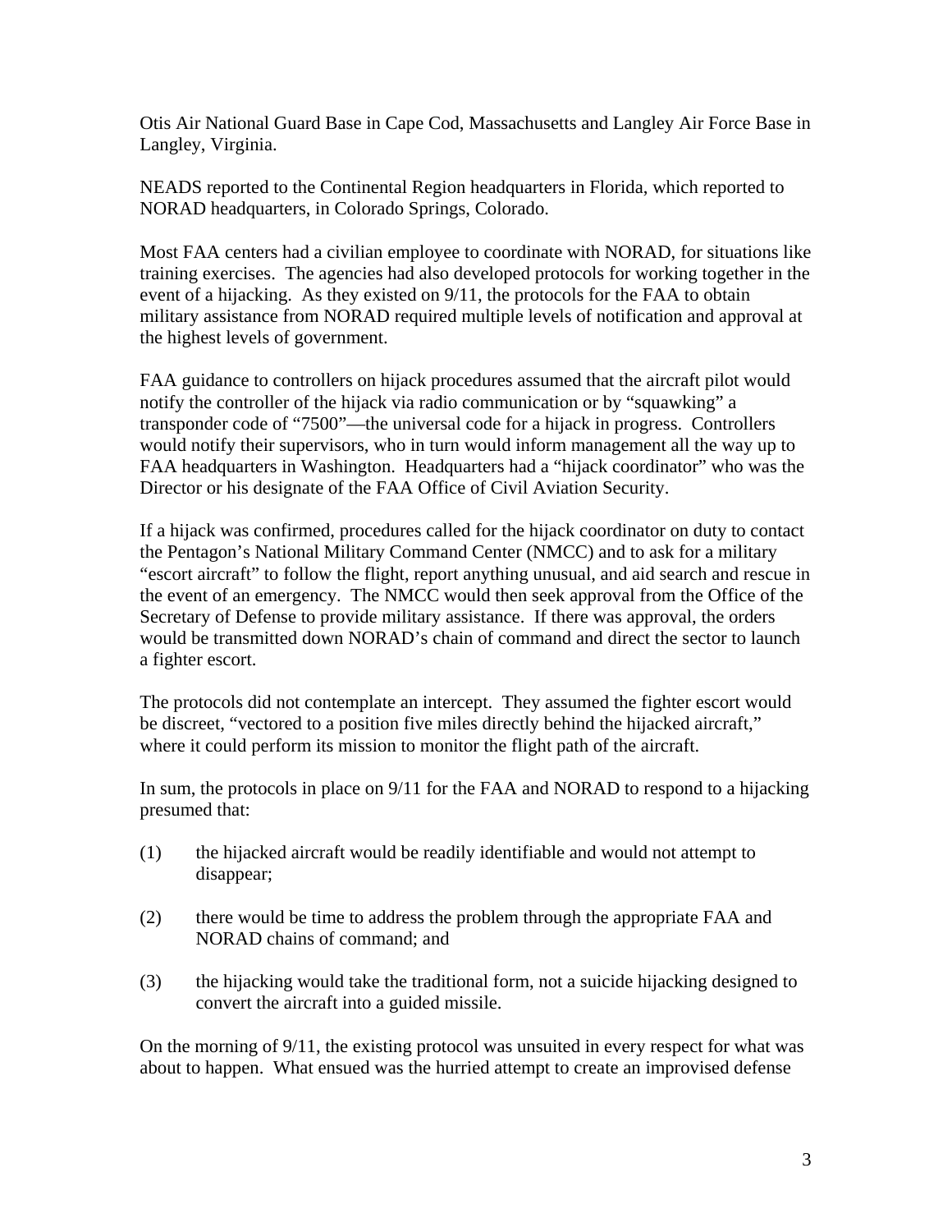Otis Air National Guard Base in Cape Cod, Massachusetts and Langley Air Force Base in Langley, Virginia.

NEADS reported to the Continental Region headquarters in Florida, which reported to NORAD headquarters, in Colorado Springs, Colorado.

Most FAA centers had a civilian employee to coordinate with NORAD, for situations like training exercises. The agencies had also developed protocols for working together in the event of a hijacking. As they existed on 9/11, the protocols for the FAA to obtain military assistance from NORAD required multiple levels of notification and approval at the highest levels of government.

FAA guidance to controllers on hijack procedures assumed that the aircraft pilot would notify the controller of the hijack via radio communication or by "squawking" a transponder code of "7500"—the universal code for a hijack in progress. Controllers would notify their supervisors, who in turn would inform management all the way up to FAA headquarters in Washington. Headquarters had a "hijack coordinator" who was the Director or his designate of the FAA Office of Civil Aviation Security.

If a hijack was confirmed, procedures called for the hijack coordinator on duty to contact the Pentagon's National Military Command Center (NMCC) and to ask for a military "escort aircraft" to follow the flight, report anything unusual, and aid search and rescue in the event of an emergency. The NMCC would then seek approval from the Office of the Secretary of Defense to provide military assistance. If there was approval, the orders would be transmitted down NORAD's chain of command and direct the sector to launch a fighter escort.

The protocols did not contemplate an intercept. They assumed the fighter escort would be discreet, "vectored to a position five miles directly behind the hijacked aircraft," where it could perform its mission to monitor the flight path of the aircraft.

In sum, the protocols in place on 9/11 for the FAA and NORAD to respond to a hijacking presumed that:

(1) the hijacked aircraft would be readily identifiable and would not attempt to disappear;

(2) there would be time to address the problem through the appropriate FAA and NORAD chains of command; and

(3) the hijacking would take the traditional form, not a suicide hijacking designed to convert the aircraft into a guided missile.

On the morning of 9/11, the existing protocol was unsuited in every respect for what was about to happen. What ensued was the hurried attempt to create an improvised defense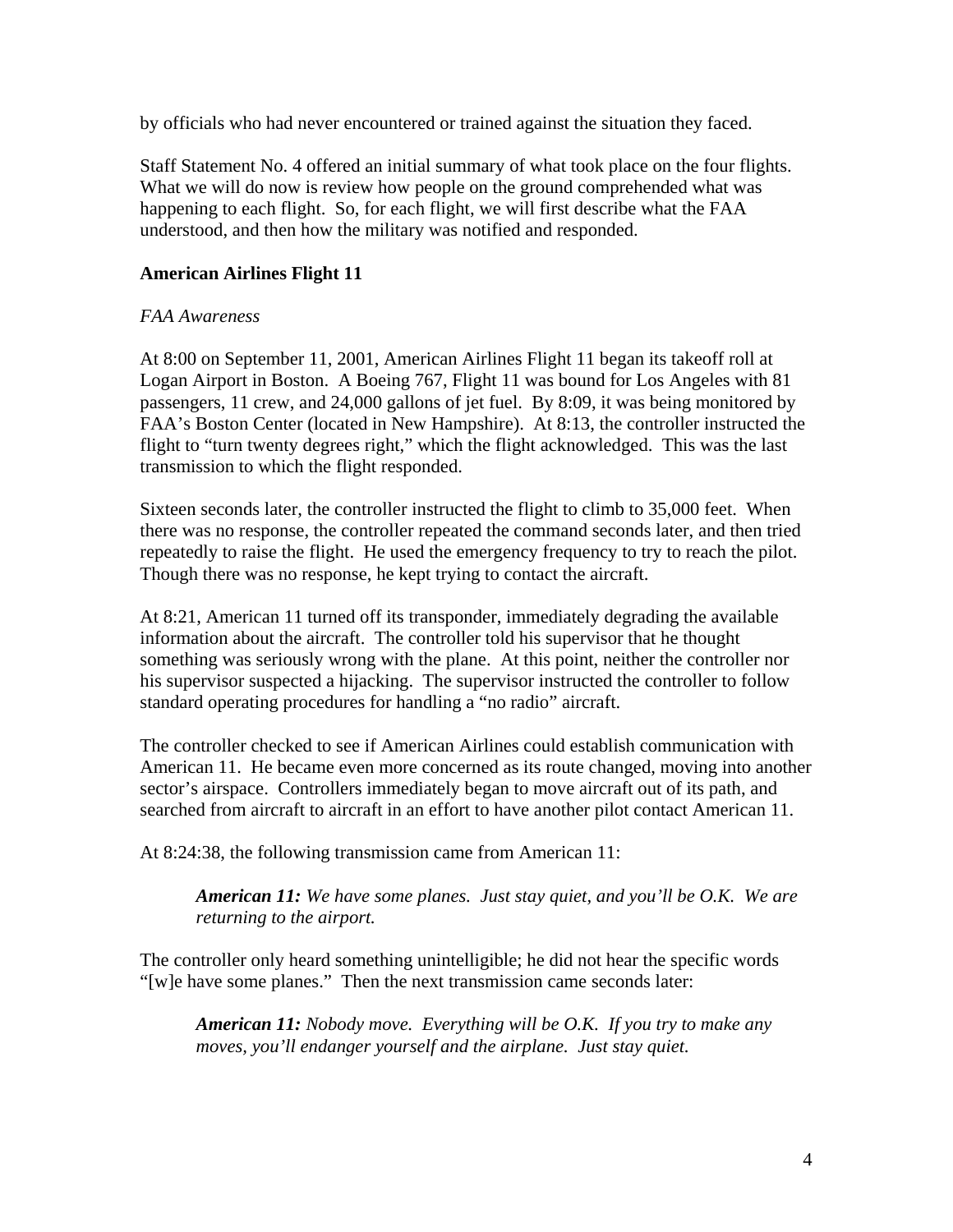by officials who had never encountered or trained against the situation they faced.

Staff Statement No. 4 offered an initial summary of what took place on the four flights. What we will do now is review how people on the ground comprehended what was happening to each flight. So, for each flight, we will first describe what the FAA understood, and then how the military was notified and responded.

**American Airlines Flight 11**

*FAA Awareness*

At 8:00 on September 11, 2001, American Airlines Flight 11 began its takeoff roll at Logan Airport in Boston. A Boeing 767, Flight 11 was bound for Los Angeles with 81 passengers, 11 crew, and 24,000 gallons of jet fuel. By 8:09, it was being monitored by FAA's Boston Center (located in New Hampshire). At 8:13, the controller instructed the flight to "turn twenty degrees right," which the flight acknowledged. This was the last transmission to which the flight responded.

Sixteen seconds later, the controller instructed the flight to climb to 35,000 feet. When there was no response, the controller repeated the command seconds later, and then tried repeatedly to raise the flight. He used the emergency frequency to try to reach the pilot. Though there was no response, he kept trying to contact the aircraft.

At 8:21, American 11 turned off its transponder, immediately degrading the available information about the aircraft. The controller told his supervisor that he thought something was seriously wrong with the plane. At this point, neither the controller nor his supervisor suspected a hijacking. The supervisor instructed the controller to follow standard operating procedures for handling a "no radio" aircraft.

The controller checked to see if American Airlines could establish communication with American 11. He became even more concerned as its route changed, moving into another sector's airspace. Controllers immediately began to move aircraft out of its path, and searched from aircraft to aircraft in an effort to have another pilot contact American 11.

At 8:24:38, the following transmission came from American 11:

> ***American 11:*** *We have some planes. Just stay quiet, and you'll be O.K. We are returning to the airport.*

The controller only heard something unintelligible; he did not hear the specific words "[w]e have some planes." Then the next transmission came seconds later:

> ***American 11:*** *Nobody move. Everything will be O.K. If you try to make any moves, you'll endanger yourself and the airplane. Just stay quiet.*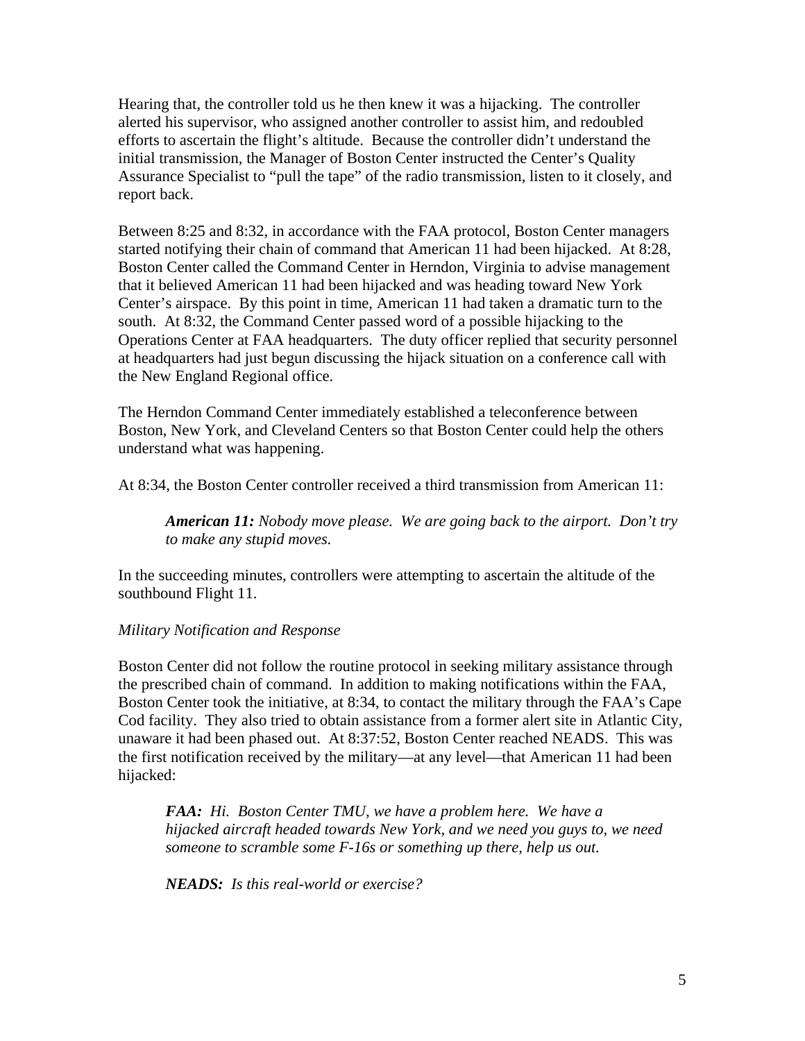Hearing that, the controller told us he then knew it was a hijacking. The controller alerted his supervisor, who assigned another controller to assist him, and redoubled efforts to ascertain the flight's altitude. Because the controller didn't understand the initial transmission, the Manager of Boston Center instructed the Center's Quality Assurance Specialist to "pull the tape" of the radio transmission, listen to it closely, and report back.

Between 8:25 and 8:32, in accordance with the FAA protocol, Boston Center managers started notifying their chain of command that American 11 had been hijacked. At 8:28, Boston Center called the Command Center in Herndon, Virginia to advise management that it believed American 11 had been hijacked and was heading toward New York Center's airspace. By this point in time, American 11 had taken a dramatic turn to the south. At 8:32, the Command Center passed word of a possible hijacking to the Operations Center at FAA headquarters. The duty officer replied that security personnel at headquarters had just begun discussing the hijack situation on a conference call with the New England Regional office.

The Herndon Command Center immediately established a teleconference between Boston, New York, and Cleveland Centers so that Boston Center could help the others understand what was happening.

At 8:34, the Boston Center controller received a third transmission from American 11:

> ***American 11:*** *Nobody move please. We are going back to the airport. Don't try to make any stupid moves.*

In the succeeding minutes, controllers were attempting to ascertain the altitude of the southbound Flight 11.

*Military Notification and Response*

Boston Center did not follow the routine protocol in seeking military assistance through the prescribed chain of command. In addition to making notifications within the FAA, Boston Center took the initiative, at 8:34, to contact the military through the FAA's Cape Cod facility. They also tried to obtain assistance from a former alert site in Atlantic City, unaware it had been phased out. At 8:37:52, Boston Center reached NEADS. This was the first notification received by the military—at any level—that American 11 had been hijacked:

> ***FAA:*** *Hi. Boston Center TMU, we have a problem here. We have a hijacked aircraft headed towards New York, and we need you guys to, we need someone to scramble some F-16s or something up there, help us out.*
>
> ***NEADS:*** *Is this real-world or exercise?*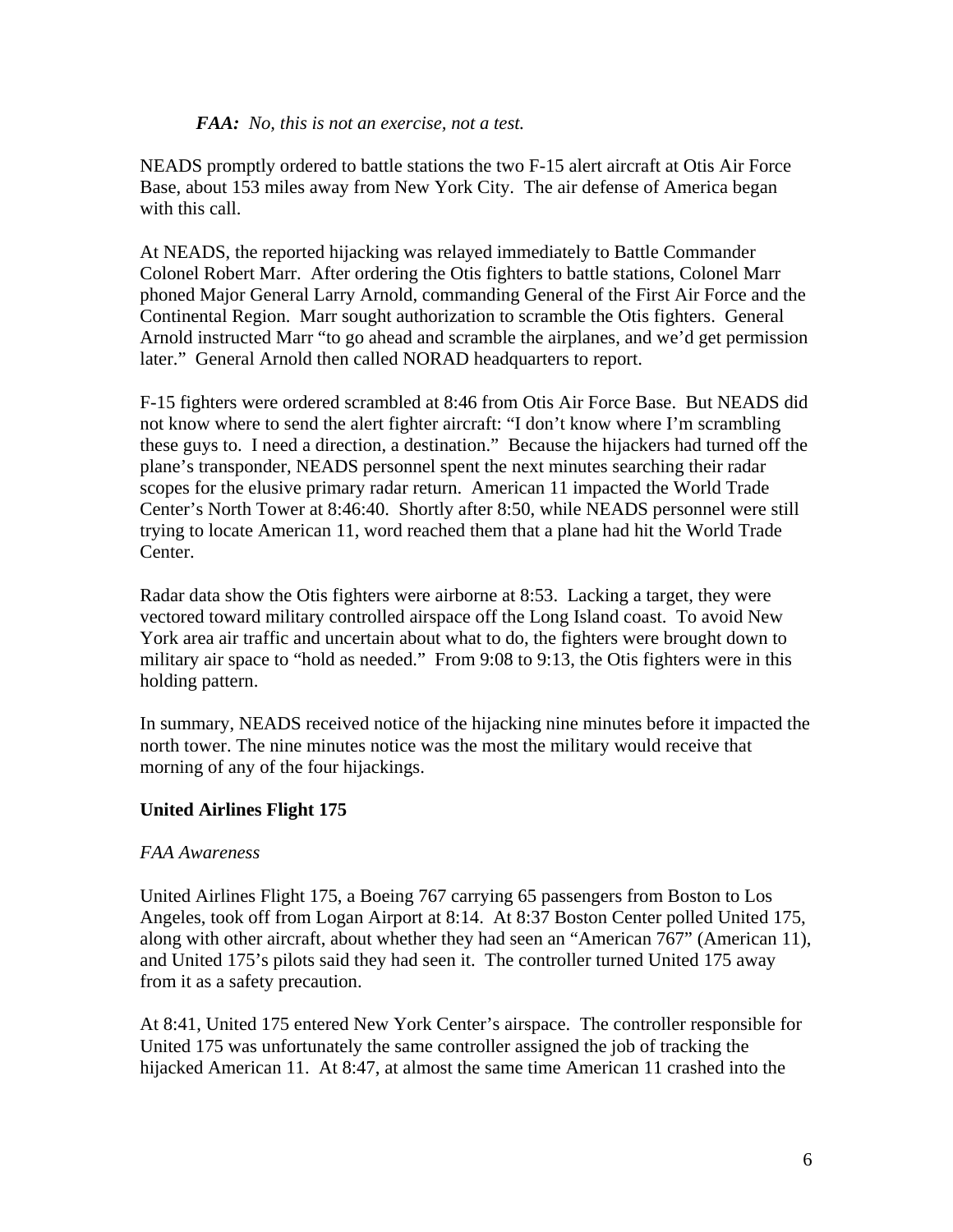*FAA: No, this is not an exercise, not a test.*

NEADS promptly ordered to battle stations the two F-15 alert aircraft at Otis Air Force Base, about 153 miles away from New York City. The air defense of America began with this call.

At NEADS, the reported hijacking was relayed immediately to Battle Commander Colonel Robert Marr. After ordering the Otis fighters to battle stations, Colonel Marr phoned Major General Larry Arnold, commanding General of the First Air Force and the Continental Region. Marr sought authorization to scramble the Otis fighters. General Arnold instructed Marr "to go ahead and scramble the airplanes, and we'd get permission later." General Arnold then called NORAD headquarters to report.

F-15 fighters were ordered scrambled at 8:46 from Otis Air Force Base. But NEADS did not know where to send the alert fighter aircraft: "I don't know where I'm scrambling these guys to. I need a direction, a destination." Because the hijackers had turned off the plane's transponder, NEADS personnel spent the next minutes searching their radar scopes for the elusive primary radar return. American 11 impacted the World Trade Center's North Tower at 8:46:40. Shortly after 8:50, while NEADS personnel were still trying to locate American 11, word reached them that a plane had hit the World Trade Center.

Radar data show the Otis fighters were airborne at 8:53. Lacking a target, they were vectored toward military controlled airspace off the Long Island coast. To avoid New York area air traffic and uncertain about what to do, the fighters were brought down to military air space to "hold as needed." From 9:08 to 9:13, the Otis fighters were in this holding pattern.

In summary, NEADS received notice of the hijacking nine minutes before it impacted the north tower. The nine minutes notice was the most the military would receive that morning of any of the four hijackings.

**United Airlines Flight 175**

*FAA Awareness*

United Airlines Flight 175, a Boeing 767 carrying 65 passengers from Boston to Los Angeles, took off from Logan Airport at 8:14. At 8:37 Boston Center polled United 175, along with other aircraft, about whether they had seen an "American 767" (American 11), and United 175's pilots said they had seen it. The controller turned United 175 away from it as a safety precaution.

At 8:41, United 175 entered New York Center's airspace. The controller responsible for United 175 was unfortunately the same controller assigned the job of tracking the hijacked American 11. At 8:47, at almost the same time American 11 crashed into the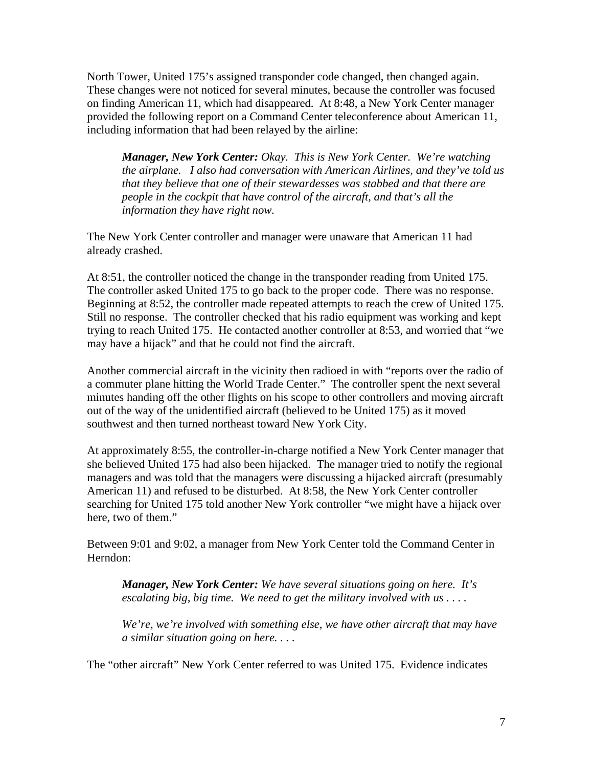North Tower, United 175's assigned transponder code changed, then changed again. These changes were not noticed for several minutes, because the controller was focused on finding American 11, which had disappeared. At 8:48, a New York Center manager provided the following report on a Command Center teleconference about American 11, including information that had been relayed by the airline:

> ***Manager, New York Center:*** *Okay. This is New York Center. We're watching the airplane. I also had conversation with American Airlines, and they've told us that they believe that one of their stewardesses was stabbed and that there are people in the cockpit that have control of the aircraft, and that's all the information they have right now.*

The New York Center controller and manager were unaware that American 11 had already crashed.

At 8:51, the controller noticed the change in the transponder reading from United 175. The controller asked United 175 to go back to the proper code. There was no response. Beginning at 8:52, the controller made repeated attempts to reach the crew of United 175. Still no response. The controller checked that his radio equipment was working and kept trying to reach United 175. He contacted another controller at 8:53, and worried that "we may have a hijack" and that he could not find the aircraft.

Another commercial aircraft in the vicinity then radioed in with "reports over the radio of a commuter plane hitting the World Trade Center." The controller spent the next several minutes handing off the other flights on his scope to other controllers and moving aircraft out of the way of the unidentified aircraft (believed to be United 175) as it moved southwest and then turned northeast toward New York City.

At approximately 8:55, the controller-in-charge notified a New York Center manager that she believed United 175 had also been hijacked. The manager tried to notify the regional managers and was told that the managers were discussing a hijacked aircraft (presumably American 11) and refused to be disturbed. At 8:58, the New York Center controller searching for United 175 told another New York controller "we might have a hijack over here, two of them."

Between 9:01 and 9:02, a manager from New York Center told the Command Center in Herndon:

> ***Manager, New York Center:*** *We have several situations going on here. It's escalating big, big time. We need to get the military involved with us . . . .*
>
> *We're, we're involved with something else, we have other aircraft that may have a similar situation going on here. . . .*

The "other aircraft" New York Center referred to was United 175. Evidence indicates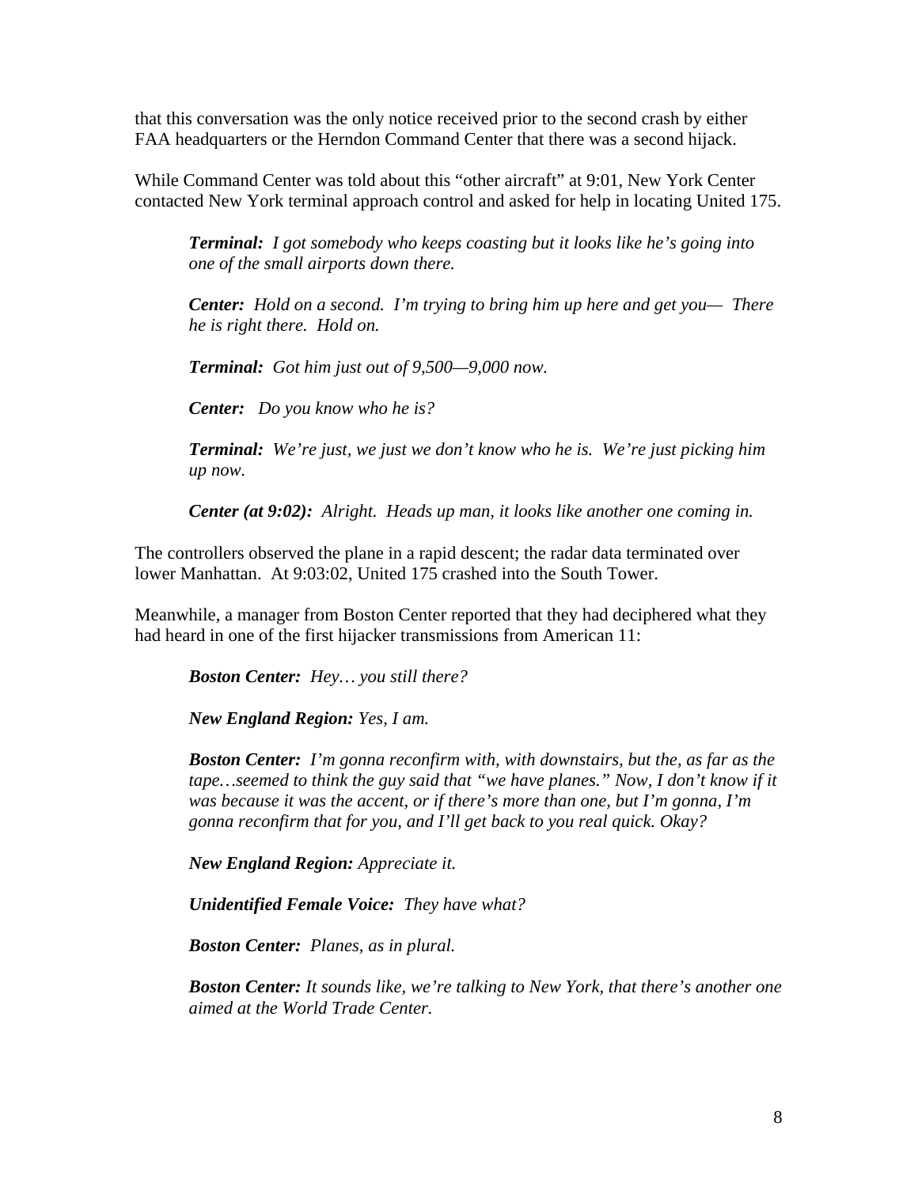that this conversation was the only notice received prior to the second crash by either FAA headquarters or the Herndon Command Center that there was a second hijack.

While Command Center was told about this "other aircraft" at 9:01, New York Center contacted New York terminal approach control and asked for help in locating United 175.

> ***Terminal:*** *I got somebody who keeps coasting but it looks like he's going into one of the small airports down there.*
>
> ***Center:*** *Hold on a second. I'm trying to bring him up here and get you— There he is right there. Hold on.*
>
> ***Terminal:*** *Got him just out of 9,500—9,000 now.*
>
> ***Center:*** *Do you know who he is?*
>
> ***Terminal:*** *We're just, we just we don't know who he is. We're just picking him up now.*
>
> ***Center (at 9:02):*** *Alright. Heads up man, it looks like another one coming in.*

The controllers observed the plane in a rapid descent; the radar data terminated over lower Manhattan. At 9:03:02, United 175 crashed into the South Tower.

Meanwhile, a manager from Boston Center reported that they had deciphered what they had heard in one of the first hijacker transmissions from American 11:

> ***Boston Center:*** *Hey… you still there?*
>
> ***New England Region:*** *Yes, I am.*
>
> ***Boston Center:*** *I'm gonna reconfirm with, with downstairs, but the, as far as the tape…seemed to think the guy said that "we have planes." Now, I don't know if it was because it was the accent, or if there's more than one, but I'm gonna, I'm gonna reconfirm that for you, and I'll get back to you real quick. Okay?*
>
> ***New England Region:*** *Appreciate it.*
>
> ***Unidentified Female Voice:*** *They have what?*
>
> ***Boston Center:*** *Planes, as in plural.*
>
> ***Boston Center:*** *It sounds like, we're talking to New York, that there's another one aimed at the World Trade Center.*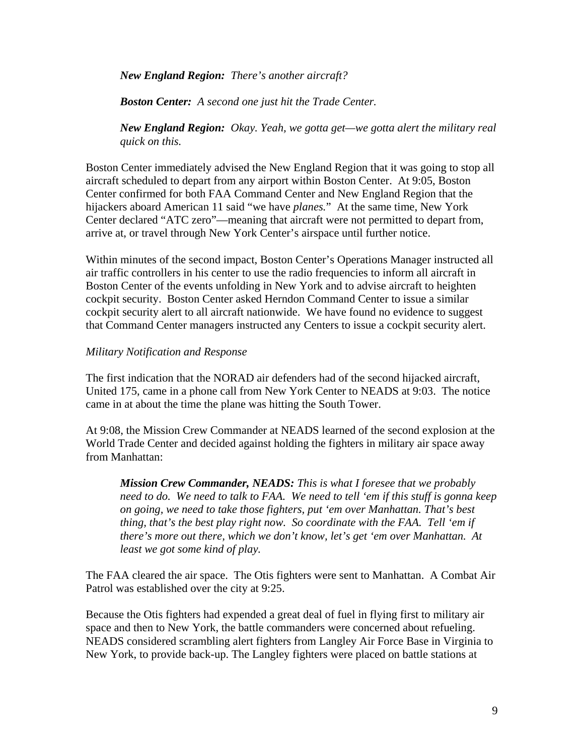> ***New England Region:*** *There's another aircraft?*
>
> ***Boston Center:*** *A second one just hit the Trade Center.*
>
> ***New England Region:*** *Okay. Yeah, we gotta get—we gotta alert the military real quick on this.*

Boston Center immediately advised the New England Region that it was going to stop all aircraft scheduled to depart from any airport within Boston Center. At 9:05, Boston Center confirmed for both FAA Command Center and New England Region that the hijackers aboard American 11 said "we have *planes.*" At the same time, New York Center declared "ATC zero"—meaning that aircraft were not permitted to depart from, arrive at, or travel through New York Center's airspace until further notice.

Within minutes of the second impact, Boston Center's Operations Manager instructed all air traffic controllers in his center to use the radio frequencies to inform all aircraft in Boston Center of the events unfolding in New York and to advise aircraft to heighten cockpit security. Boston Center asked Herndon Command Center to issue a similar cockpit security alert to all aircraft nationwide. We have found no evidence to suggest that Command Center managers instructed any Centers to issue a cockpit security alert.

*Military Notification and Response*

The first indication that the NORAD air defenders had of the second hijacked aircraft, United 175, came in a phone call from New York Center to NEADS at 9:03. The notice came in at about the time the plane was hitting the South Tower.

At 9:08, the Mission Crew Commander at NEADS learned of the second explosion at the World Trade Center and decided against holding the fighters in military air space away from Manhattan:

> ***Mission Crew Commander, NEADS:*** *This is what I foresee that we probably need to do. We need to talk to FAA. We need to tell 'em if this stuff is gonna keep on going, we need to take those fighters, put 'em over Manhattan. That's best thing, that's the best play right now. So coordinate with the FAA. Tell 'em if there's more out there, which we don't know, let's get 'em over Manhattan. At least we got some kind of play.*

The FAA cleared the air space. The Otis fighters were sent to Manhattan. A Combat Air Patrol was established over the city at 9:25.

Because the Otis fighters had expended a great deal of fuel in flying first to military air space and then to New York, the battle commanders were concerned about refueling. NEADS considered scrambling alert fighters from Langley Air Force Base in Virginia to New York, to provide back-up. The Langley fighters were placed on battle stations at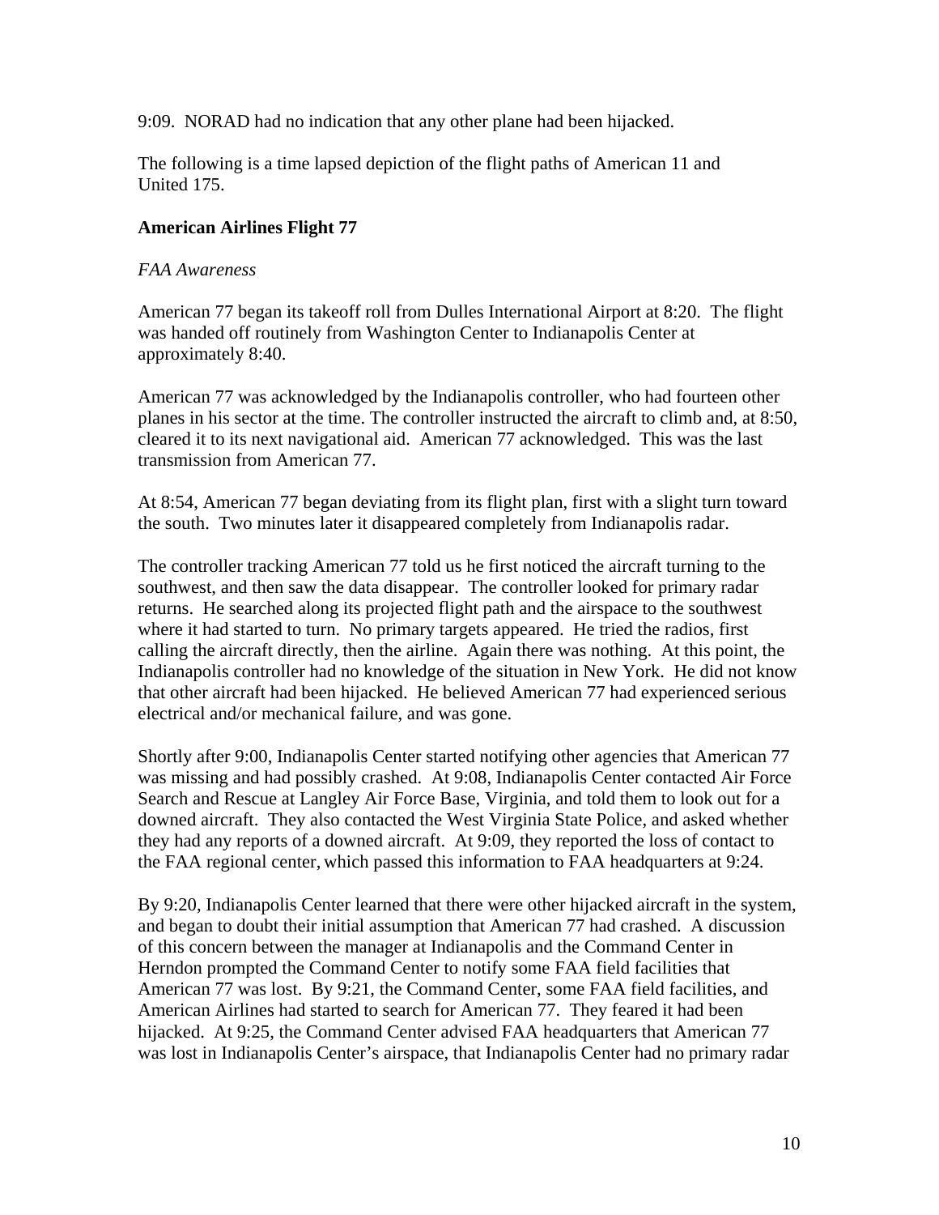9:09. NORAD had no indication that any other plane had been hijacked.

The following is a time lapsed depiction of the flight paths of American 11 and United 175.

**American Airlines Flight 77**

*FAA Awareness*

American 77 began its takeoff roll from Dulles International Airport at 8:20. The flight was handed off routinely from Washington Center to Indianapolis Center at approximately 8:40.

American 77 was acknowledged by the Indianapolis controller, who had fourteen other planes in his sector at the time. The controller instructed the aircraft to climb and, at 8:50, cleared it to its next navigational aid. American 77 acknowledged. This was the last transmission from American 77.

At 8:54, American 77 began deviating from its flight plan, first with a slight turn toward the south. Two minutes later it disappeared completely from Indianapolis radar.

The controller tracking American 77 told us he first noticed the aircraft turning to the southwest, and then saw the data disappear. The controller looked for primary radar returns. He searched along its projected flight path and the airspace to the southwest where it had started to turn. No primary targets appeared. He tried the radios, first calling the aircraft directly, then the airline. Again there was nothing. At this point, the Indianapolis controller had no knowledge of the situation in New York. He did not know that other aircraft had been hijacked. He believed American 77 had experienced serious electrical and/or mechanical failure, and was gone.

Shortly after 9:00, Indianapolis Center started notifying other agencies that American 77 was missing and had possibly crashed. At 9:08, Indianapolis Center contacted Air Force Search and Rescue at Langley Air Force Base, Virginia, and told them to look out for a downed aircraft. They also contacted the West Virginia State Police, and asked whether they had any reports of a downed aircraft. At 9:09, they reported the loss of contact to the FAA regional center, which passed this information to FAA headquarters at 9:24.

By 9:20, Indianapolis Center learned that there were other hijacked aircraft in the system, and began to doubt their initial assumption that American 77 had crashed. A discussion of this concern between the manager at Indianapolis and the Command Center in Herndon prompted the Command Center to notify some FAA field facilities that American 77 was lost. By 9:21, the Command Center, some FAA field facilities, and American Airlines had started to search for American 77. They feared it had been hijacked. At 9:25, the Command Center advised FAA headquarters that American 77 was lost in Indianapolis Center's airspace, that Indianapolis Center had no primary radar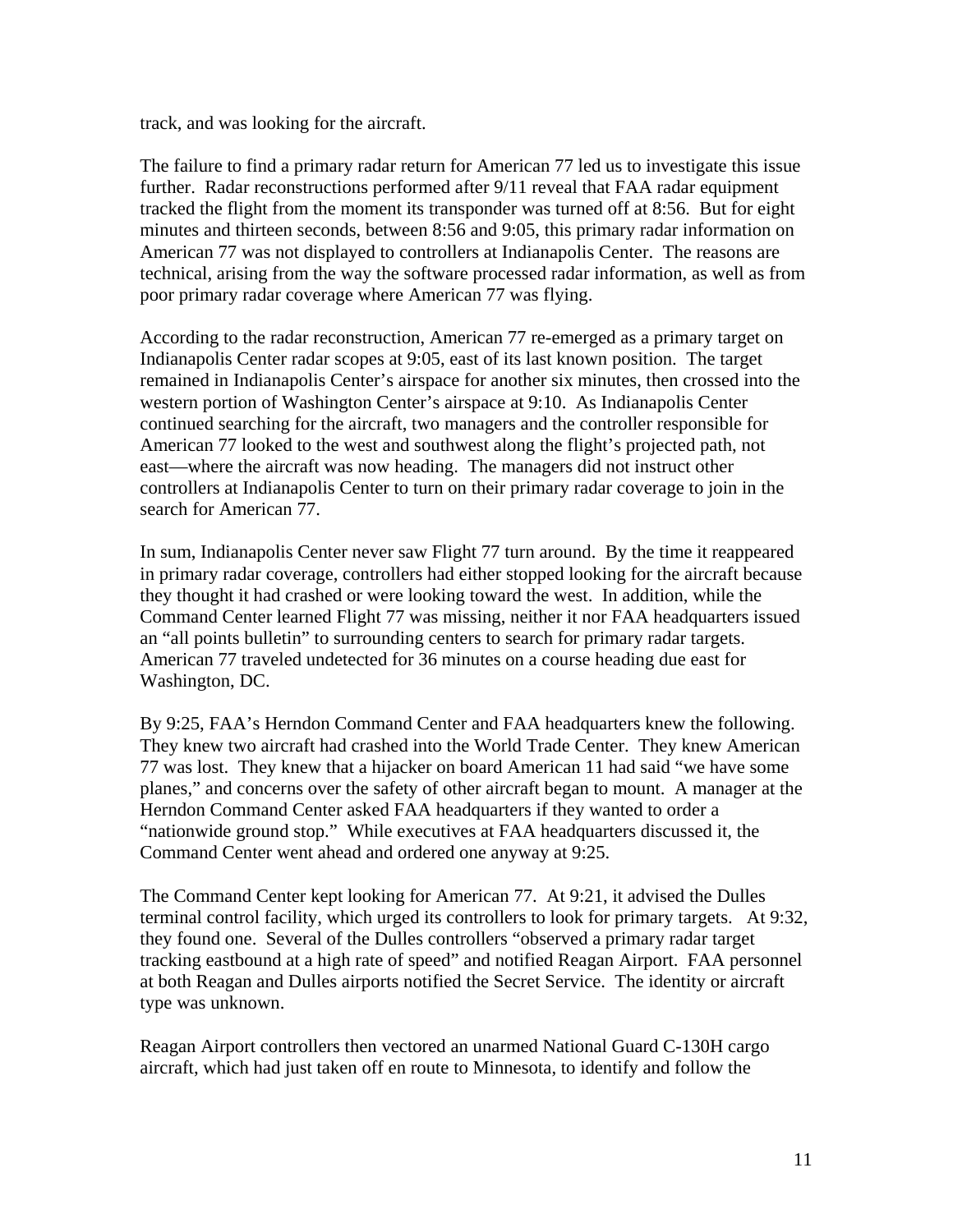track, and was looking for the aircraft.

The failure to find a primary radar return for American 77 led us to investigate this issue further. Radar reconstructions performed after 9/11 reveal that FAA radar equipment tracked the flight from the moment its transponder was turned off at 8:56. But for eight minutes and thirteen seconds, between 8:56 and 9:05, this primary radar information on American 77 was not displayed to controllers at Indianapolis Center. The reasons are technical, arising from the way the software processed radar information, as well as from poor primary radar coverage where American 77 was flying.

According to the radar reconstruction, American 77 re-emerged as a primary target on Indianapolis Center radar scopes at 9:05, east of its last known position. The target remained in Indianapolis Center's airspace for another six minutes, then crossed into the western portion of Washington Center's airspace at 9:10. As Indianapolis Center continued searching for the aircraft, two managers and the controller responsible for American 77 looked to the west and southwest along the flight's projected path, not east—where the aircraft was now heading. The managers did not instruct other controllers at Indianapolis Center to turn on their primary radar coverage to join in the search for American 77.

In sum, Indianapolis Center never saw Flight 77 turn around. By the time it reappeared in primary radar coverage, controllers had either stopped looking for the aircraft because they thought it had crashed or were looking toward the west. In addition, while the Command Center learned Flight 77 was missing, neither it nor FAA headquarters issued an "all points bulletin" to surrounding centers to search for primary radar targets. American 77 traveled undetected for 36 minutes on a course heading due east for Washington, DC.

By 9:25, FAA's Herndon Command Center and FAA headquarters knew the following. They knew two aircraft had crashed into the World Trade Center. They knew American 77 was lost. They knew that a hijacker on board American 11 had said "we have some planes," and concerns over the safety of other aircraft began to mount. A manager at the Herndon Command Center asked FAA headquarters if they wanted to order a "nationwide ground stop." While executives at FAA headquarters discussed it, the Command Center went ahead and ordered one anyway at 9:25.

The Command Center kept looking for American 77. At 9:21, it advised the Dulles terminal control facility, which urged its controllers to look for primary targets. At 9:32, they found one. Several of the Dulles controllers "observed a primary radar target tracking eastbound at a high rate of speed" and notified Reagan Airport. FAA personnel at both Reagan and Dulles airports notified the Secret Service. The identity or aircraft type was unknown.

Reagan Airport controllers then vectored an unarmed National Guard C-130H cargo aircraft, which had just taken off en route to Minnesota, to identify and follow the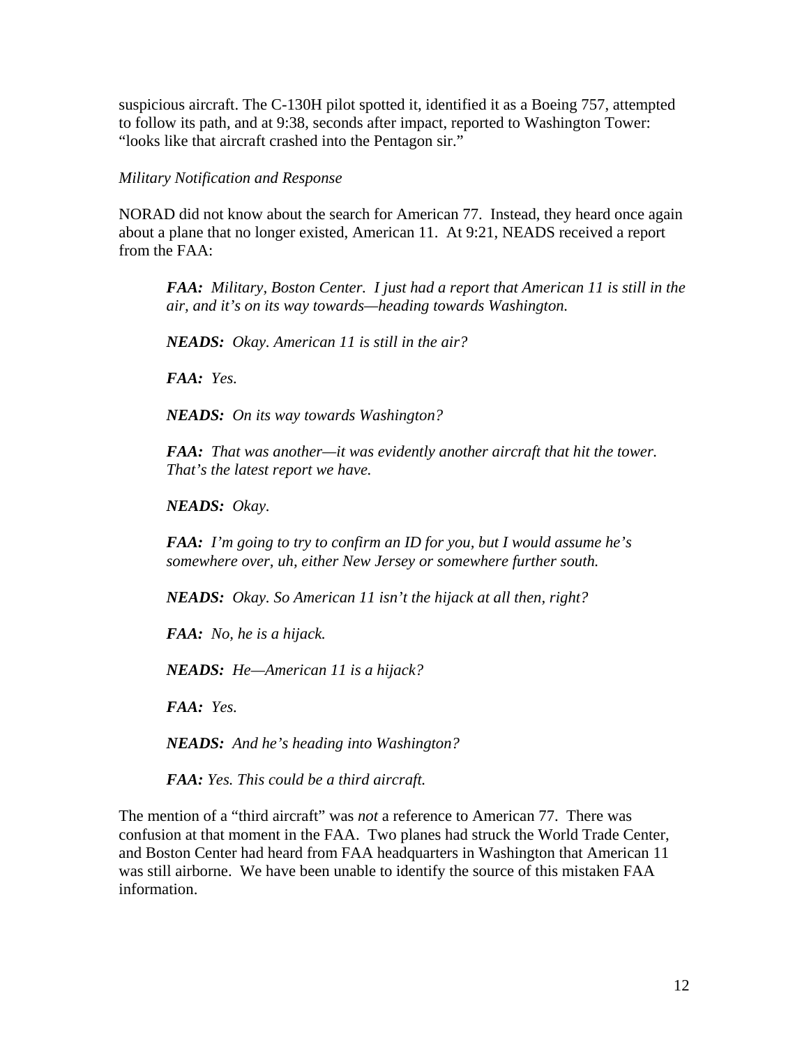suspicious aircraft. The C-130H pilot spotted it, identified it as a Boeing 757, attempted to follow its path, and at 9:38, seconds after impact, reported to Washington Tower: "looks like that aircraft crashed into the Pentagon sir."

*Military Notification and Response*

NORAD did not know about the search for American 77. Instead, they heard once again about a plane that no longer existed, American 11. At 9:21, NEADS received a report from the FAA:

> ***FAA:*** *Military, Boston Center. I just had a report that American 11 is still in the air, and it's on its way towards—heading towards Washington.*
>
> ***NEADS:*** *Okay. American 11 is still in the air?*
>
> ***FAA:*** *Yes.*
>
> ***NEADS:*** *On its way towards Washington?*
>
> ***FAA:*** *That was another—it was evidently another aircraft that hit the tower. That's the latest report we have.*
>
> ***NEADS:*** *Okay.*
>
> ***FAA:*** *I'm going to try to confirm an ID for you, but I would assume he's somewhere over, uh, either New Jersey or somewhere further south.*
>
> ***NEADS:*** *Okay. So American 11 isn't the hijack at all then, right?*
>
> ***FAA:*** *No, he is a hijack.*
>
> ***NEADS:*** *He—American 11 is a hijack?*
>
> ***FAA:*** *Yes.*
>
> ***NEADS:*** *And he's heading into Washington?*
>
> ***FAA:*** *Yes. This could be a third aircraft.*

The mention of a "third aircraft" was *not* a reference to American 77. There was confusion at that moment in the FAA. Two planes had struck the World Trade Center, and Boston Center had heard from FAA headquarters in Washington that American 11 was still airborne. We have been unable to identify the source of this mistaken FAA information.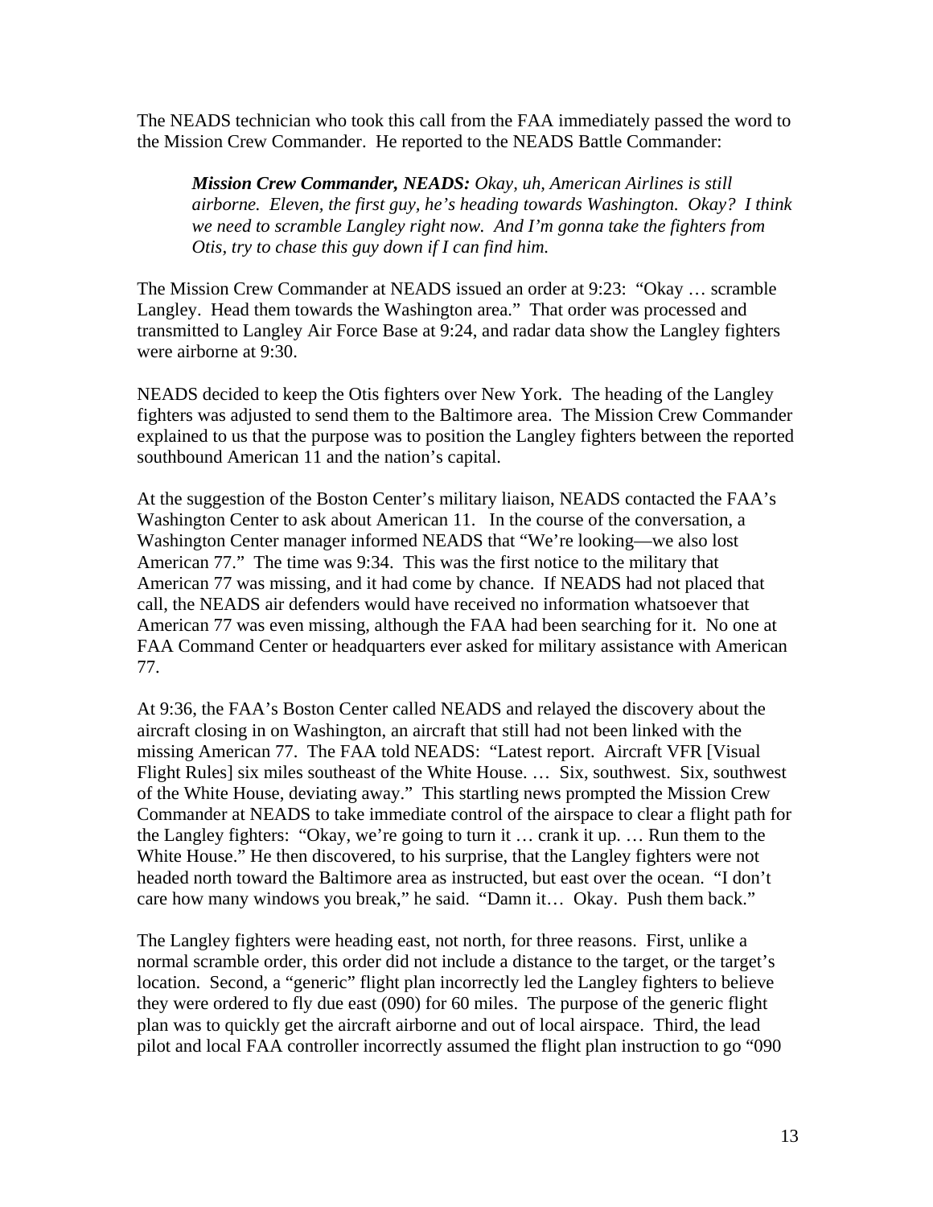The NEADS technician who took this call from the FAA immediately passed the word to the Mission Crew Commander. He reported to the NEADS Battle Commander:

> ***Mission Crew Commander, NEADS:*** *Okay, uh, American Airlines is still airborne. Eleven, the first guy, he's heading towards Washington. Okay? I think we need to scramble Langley right now. And I'm gonna take the fighters from Otis, try to chase this guy down if I can find him.*

The Mission Crew Commander at NEADS issued an order at 9:23: "Okay … scramble Langley. Head them towards the Washington area." That order was processed and transmitted to Langley Air Force Base at 9:24, and radar data show the Langley fighters were airborne at 9:30.

NEADS decided to keep the Otis fighters over New York. The heading of the Langley fighters was adjusted to send them to the Baltimore area. The Mission Crew Commander explained to us that the purpose was to position the Langley fighters between the reported southbound American 11 and the nation's capital.

At the suggestion of the Boston Center's military liaison, NEADS contacted the FAA's Washington Center to ask about American 11. In the course of the conversation, a Washington Center manager informed NEADS that "We're looking—we also lost American 77." The time was 9:34. This was the first notice to the military that American 77 was missing, and it had come by chance. If NEADS had not placed that call, the NEADS air defenders would have received no information whatsoever that American 77 was even missing, although the FAA had been searching for it. No one at FAA Command Center or headquarters ever asked for military assistance with American 77.

At 9:36, the FAA's Boston Center called NEADS and relayed the discovery about the aircraft closing in on Washington, an aircraft that still had not been linked with the missing American 77. The FAA told NEADS: "Latest report. Aircraft VFR [Visual Flight Rules] six miles southeast of the White House. … Six, southwest. Six, southwest of the White House, deviating away." This startling news prompted the Mission Crew Commander at NEADS to take immediate control of the airspace to clear a flight path for the Langley fighters: "Okay, we're going to turn it … crank it up. … Run them to the White House." He then discovered, to his surprise, that the Langley fighters were not headed north toward the Baltimore area as instructed, but east over the ocean. "I don't care how many windows you break," he said. "Damn it… Okay. Push them back."

The Langley fighters were heading east, not north, for three reasons. First, unlike a normal scramble order, this order did not include a distance to the target, or the target's location. Second, a "generic" flight plan incorrectly led the Langley fighters to believe they were ordered to fly due east (090) for 60 miles. The purpose of the generic flight plan was to quickly get the aircraft airborne and out of local airspace. Third, the lead pilot and local FAA controller incorrectly assumed the flight plan instruction to go "090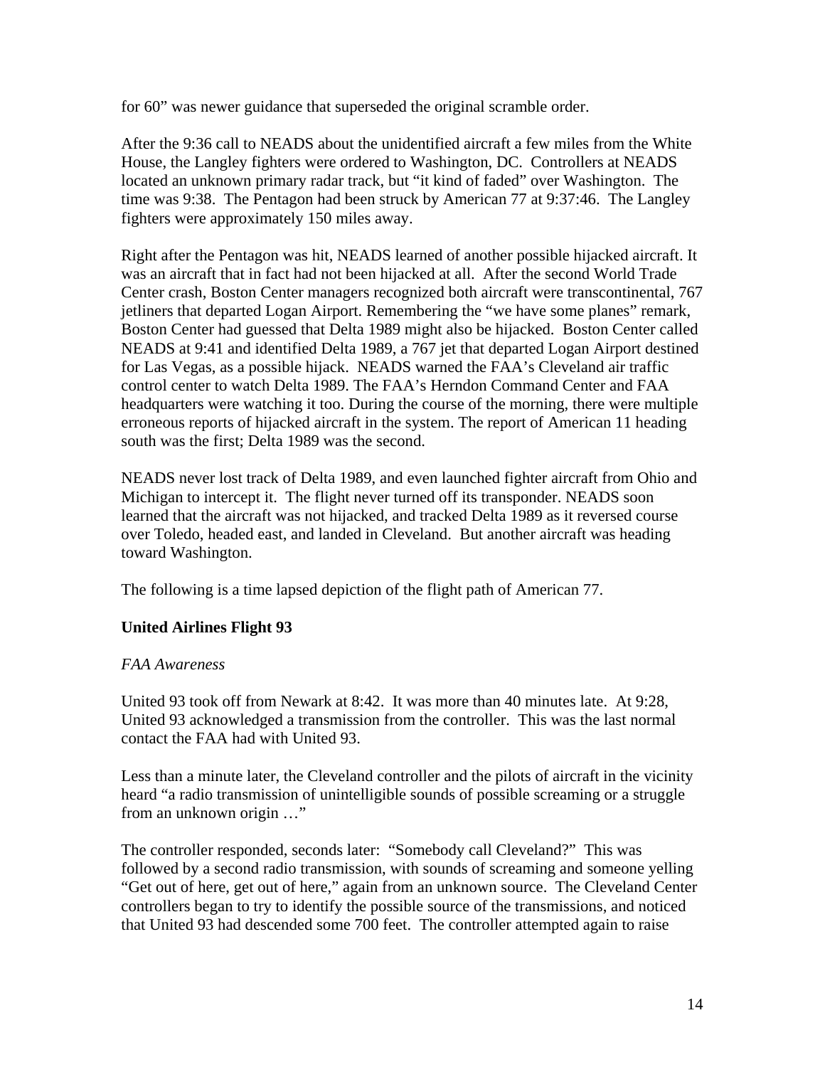for 60" was newer guidance that superseded the original scramble order.

After the 9:36 call to NEADS about the unidentified aircraft a few miles from the White House, the Langley fighters were ordered to Washington, DC. Controllers at NEADS located an unknown primary radar track, but "it kind of faded" over Washington. The time was 9:38. The Pentagon had been struck by American 77 at 9:37:46. The Langley fighters were approximately 150 miles away.

Right after the Pentagon was hit, NEADS learned of another possible hijacked aircraft. It was an aircraft that in fact had not been hijacked at all. After the second World Trade Center crash, Boston Center managers recognized both aircraft were transcontinental, 767 jetliners that departed Logan Airport. Remembering the "we have some planes" remark, Boston Center had guessed that Delta 1989 might also be hijacked. Boston Center called NEADS at 9:41 and identified Delta 1989, a 767 jet that departed Logan Airport destined for Las Vegas, as a possible hijack. NEADS warned the FAA's Cleveland air traffic control center to watch Delta 1989. The FAA's Herndon Command Center and FAA headquarters were watching it too. During the course of the morning, there were multiple erroneous reports of hijacked aircraft in the system. The report of American 11 heading south was the first; Delta 1989 was the second.

NEADS never lost track of Delta 1989, and even launched fighter aircraft from Ohio and Michigan to intercept it. The flight never turned off its transponder. NEADS soon learned that the aircraft was not hijacked, and tracked Delta 1989 as it reversed course over Toledo, headed east, and landed in Cleveland. But another aircraft was heading toward Washington.

The following is a time lapsed depiction of the flight path of American 77.

## United Airlines Flight 93

### *FAA Awareness*

United 93 took off from Newark at 8:42. It was more than 40 minutes late. At 9:28, United 93 acknowledged a transmission from the controller. This was the last normal contact the FAA had with United 93.

Less than a minute later, the Cleveland controller and the pilots of aircraft in the vicinity heard "a radio transmission of unintelligible sounds of possible screaming or a struggle from an unknown origin …"

The controller responded, seconds later: "Somebody call Cleveland?" This was followed by a second radio transmission, with sounds of screaming and someone yelling "Get out of here, get out of here," again from an unknown source. The Cleveland Center controllers began to try to identify the possible source of the transmissions, and noticed that United 93 had descended some 700 feet. The controller attempted again to raise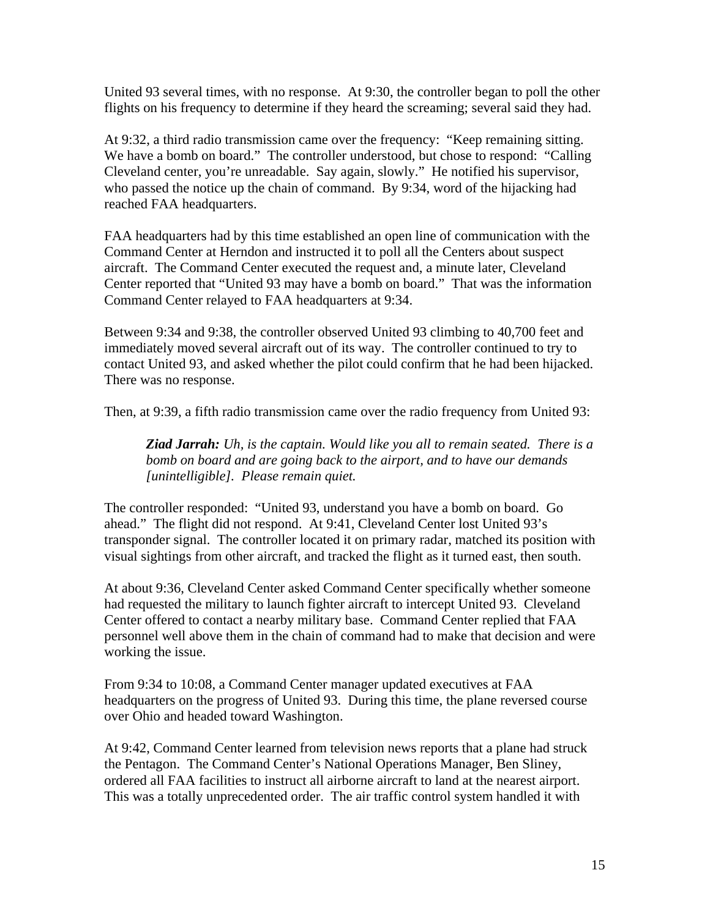United 93 several times, with no response. At 9:30, the controller began to poll the other flights on his frequency to determine if they heard the screaming; several said they had.

At 9:32, a third radio transmission came over the frequency: "Keep remaining sitting. We have a bomb on board." The controller understood, but chose to respond: "Calling Cleveland center, you're unreadable. Say again, slowly." He notified his supervisor, who passed the notice up the chain of command. By 9:34, word of the hijacking had reached FAA headquarters.

FAA headquarters had by this time established an open line of communication with the Command Center at Herndon and instructed it to poll all the Centers about suspect aircraft. The Command Center executed the request and, a minute later, Cleveland Center reported that "United 93 may have a bomb on board." That was the information Command Center relayed to FAA headquarters at 9:34.

Between 9:34 and 9:38, the controller observed United 93 climbing to 40,700 feet and immediately moved several aircraft out of its way. The controller continued to try to contact United 93, and asked whether the pilot could confirm that he had been hijacked. There was no response.

Then, at 9:39, a fifth radio transmission came over the radio frequency from United 93:

> ***Ziad Jarrah:*** *Uh, is the captain. Would like you all to remain seated. There is a bomb on board and are going back to the airport, and to have our demands [unintelligible]. Please remain quiet.*

The controller responded: "United 93, understand you have a bomb on board. Go ahead." The flight did not respond. At 9:41, Cleveland Center lost United 93's transponder signal. The controller located it on primary radar, matched its position with visual sightings from other aircraft, and tracked the flight as it turned east, then south.

At about 9:36, Cleveland Center asked Command Center specifically whether someone had requested the military to launch fighter aircraft to intercept United 93. Cleveland Center offered to contact a nearby military base. Command Center replied that FAA personnel well above them in the chain of command had to make that decision and were working the issue.

From 9:34 to 10:08, a Command Center manager updated executives at FAA headquarters on the progress of United 93. During this time, the plane reversed course over Ohio and headed toward Washington.

At 9:42, Command Center learned from television news reports that a plane had struck the Pentagon. The Command Center's National Operations Manager, Ben Sliney, ordered all FAA facilities to instruct all airborne aircraft to land at the nearest airport. This was a totally unprecedented order. The air traffic control system handled it with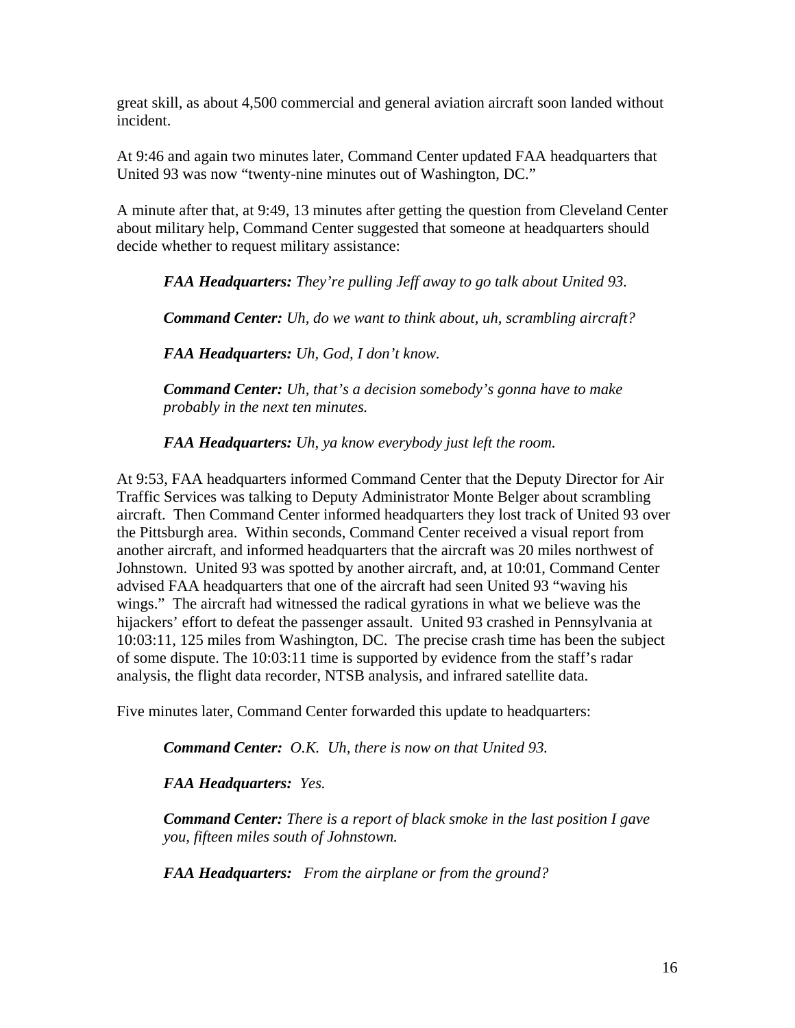great skill, as about 4,500 commercial and general aviation aircraft soon landed without incident.

At 9:46 and again two minutes later, Command Center updated FAA headquarters that United 93 was now "twenty-nine minutes out of Washington, DC."

A minute after that, at 9:49, 13 minutes after getting the question from Cleveland Center about military help, Command Center suggested that someone at headquarters should decide whether to request military assistance:

> ***FAA Headquarters:*** *They're pulling Jeff away to go talk about United 93.*
>
> ***Command Center:*** *Uh, do we want to think about, uh, scrambling aircraft?*
>
> ***FAA Headquarters:*** *Uh, God, I don't know.*
>
> ***Command Center:*** *Uh, that's a decision somebody's gonna have to make probably in the next ten minutes.*
>
> ***FAA Headquarters:*** *Uh, ya know everybody just left the room.*

At 9:53, FAA headquarters informed Command Center that the Deputy Director for Air Traffic Services was talking to Deputy Administrator Monte Belger about scrambling aircraft. Then Command Center informed headquarters they lost track of United 93 over the Pittsburgh area. Within seconds, Command Center received a visual report from another aircraft, and informed headquarters that the aircraft was 20 miles northwest of Johnstown. United 93 was spotted by another aircraft, and, at 10:01, Command Center advised FAA headquarters that one of the aircraft had seen United 93 "waving his wings." The aircraft had witnessed the radical gyrations in what we believe was the hijackers' effort to defeat the passenger assault. United 93 crashed in Pennsylvania at 10:03:11, 125 miles from Washington, DC. The precise crash time has been the subject of some dispute. The 10:03:11 time is supported by evidence from the staff's radar analysis, the flight data recorder, NTSB analysis, and infrared satellite data.

Five minutes later, Command Center forwarded this update to headquarters:

> ***Command Center:*** *O.K. Uh, there is now on that United 93.*
>
> ***FAA Headquarters:*** *Yes.*
>
> ***Command Center:*** *There is a report of black smoke in the last position I gave you, fifteen miles south of Johnstown.*
>
> ***FAA Headquarters:*** *From the airplane or from the ground?*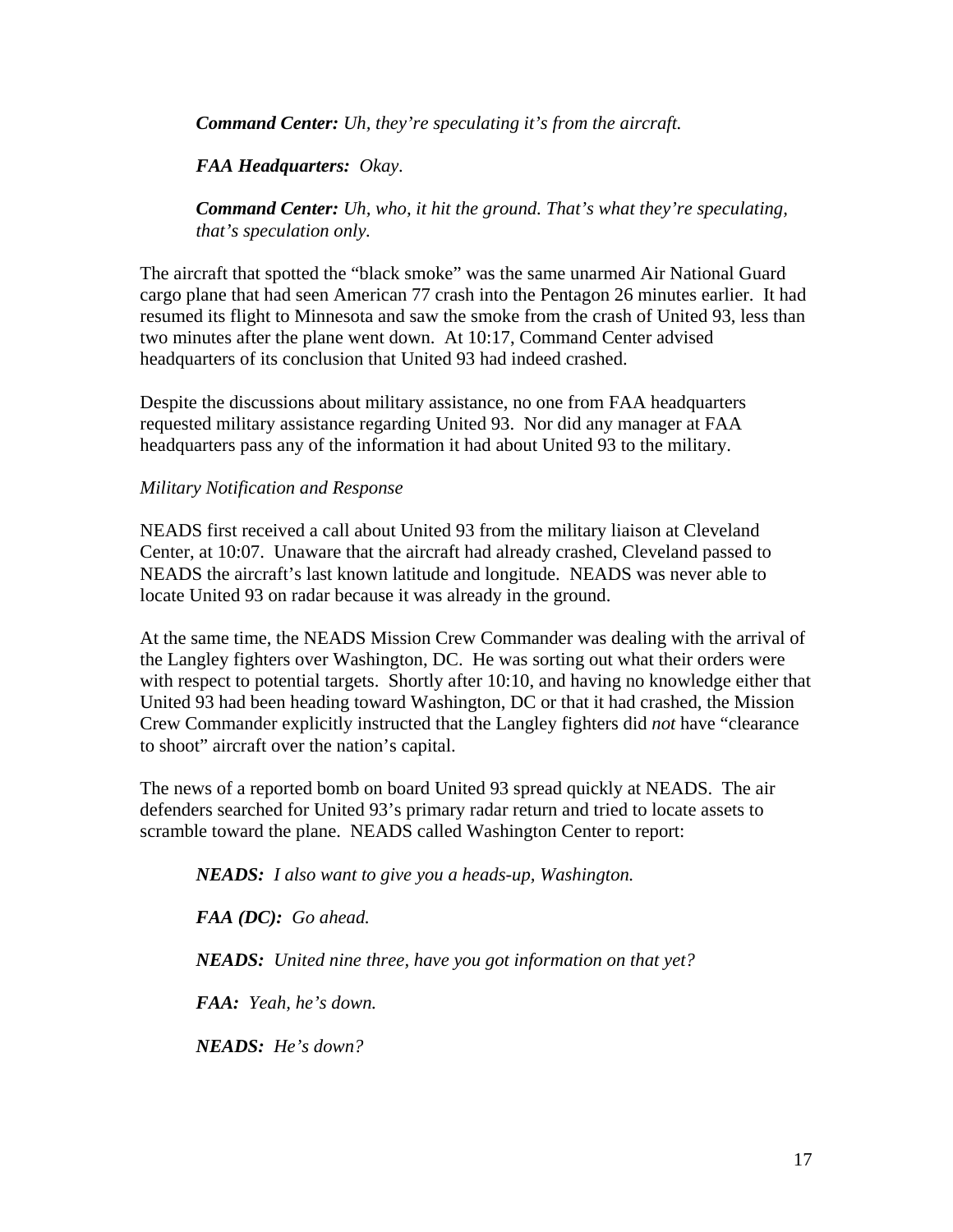***Command Center:*** *Uh, they're speculating it's from the aircraft.*

***FAA Headquarters:*** *Okay*.

***Command Center:*** *Uh, who, it hit the ground. That's what they're speculating, that's speculation only.*

The aircraft that spotted the "black smoke" was the same unarmed Air National Guard cargo plane that had seen American 77 crash into the Pentagon 26 minutes earlier. It had resumed its flight to Minnesota and saw the smoke from the crash of United 93, less than two minutes after the plane went down. At 10:17, Command Center advised headquarters of its conclusion that United 93 had indeed crashed.

Despite the discussions about military assistance, no one from FAA headquarters requested military assistance regarding United 93. Nor did any manager at FAA headquarters pass any of the information it had about United 93 to the military.

*Military Notification and Response*

NEADS first received a call about United 93 from the military liaison at Cleveland Center, at 10:07. Unaware that the aircraft had already crashed, Cleveland passed to NEADS the aircraft's last known latitude and longitude. NEADS was never able to locate United 93 on radar because it was already in the ground.

At the same time, the NEADS Mission Crew Commander was dealing with the arrival of the Langley fighters over Washington, DC. He was sorting out what their orders were with respect to potential targets. Shortly after 10:10, and having no knowledge either that United 93 had been heading toward Washington, DC or that it had crashed, the Mission Crew Commander explicitly instructed that the Langley fighters did *not* have "clearance to shoot" aircraft over the nation's capital.

The news of a reported bomb on board United 93 spread quickly at NEADS. The air defenders searched for United 93's primary radar return and tried to locate assets to scramble toward the plane. NEADS called Washington Center to report:

***NEADS:*** *I also want to give you a heads-up, Washington.*

***FAA (DC):*** *Go ahead.*

***NEADS:*** *United nine three, have you got information on that yet?*

***FAA:*** *Yeah, he's down.*

***NEADS:*** *He's down?*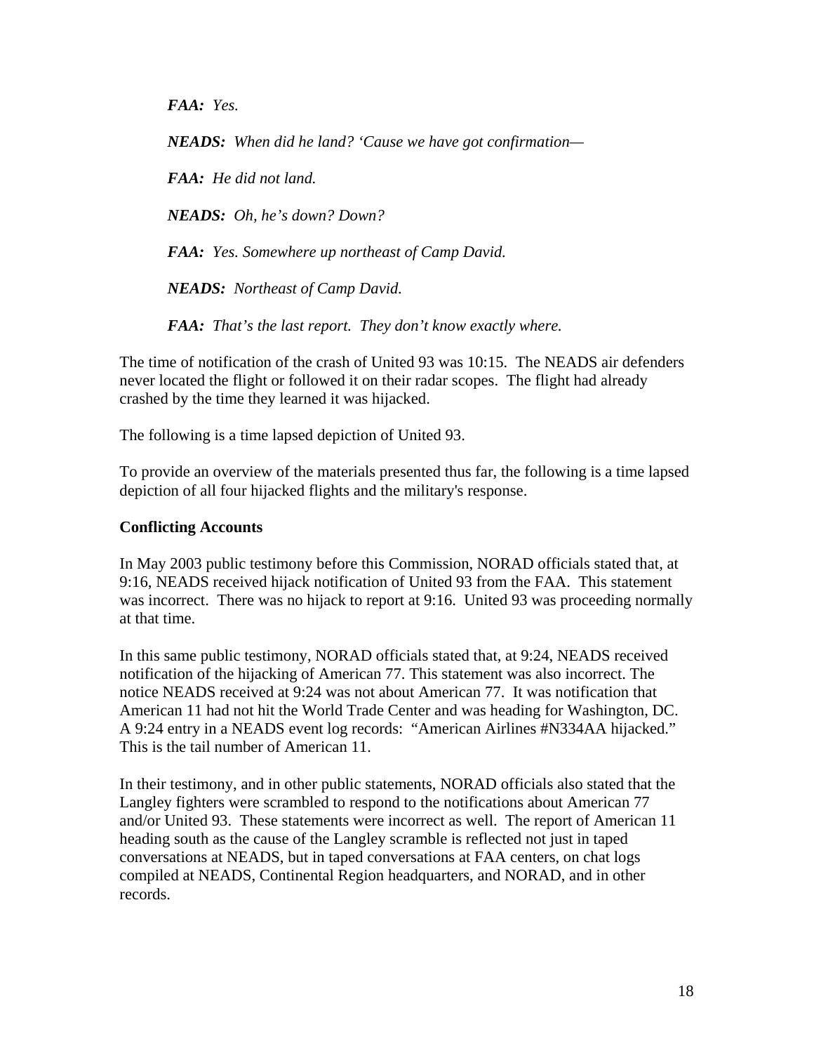***FAA:*** *Yes.*

***NEADS:*** *When did he land? 'Cause we have got confirmation—*

***FAA:*** *He did not land.*

***NEADS:*** *Oh, he's down? Down?*

***FAA:*** *Yes. Somewhere up northeast of Camp David.*

***NEADS:*** *Northeast of Camp David.*

***FAA:*** *That's the last report. They don't know exactly where.*

The time of notification of the crash of United 93 was 10:15. The NEADS air defenders never located the flight or followed it on their radar scopes. The flight had already crashed by the time they learned it was hijacked.

The following is a time lapsed depiction of United 93.

To provide an overview of the materials presented thus far, the following is a time lapsed depiction of all four hijacked flights and the military's response.

**Conflicting Accounts**

In May 2003 public testimony before this Commission, NORAD officials stated that, at 9:16, NEADS received hijack notification of United 93 from the FAA. This statement was incorrect. There was no hijack to report at 9:16. United 93 was proceeding normally at that time.

In this same public testimony, NORAD officials stated that, at 9:24, NEADS received notification of the hijacking of American 77. This statement was also incorrect. The notice NEADS received at 9:24 was not about American 77. It was notification that American 11 had not hit the World Trade Center and was heading for Washington, DC. A 9:24 entry in a NEADS event log records: "American Airlines #N334AA hijacked." This is the tail number of American 11.

In their testimony, and in other public statements, NORAD officials also stated that the Langley fighters were scrambled to respond to the notifications about American 77 and/or United 93. These statements were incorrect as well. The report of American 11 heading south as the cause of the Langley scramble is reflected not just in taped conversations at NEADS, but in taped conversations at FAA centers, on chat logs compiled at NEADS, Continental Region headquarters, and NORAD, and in other records.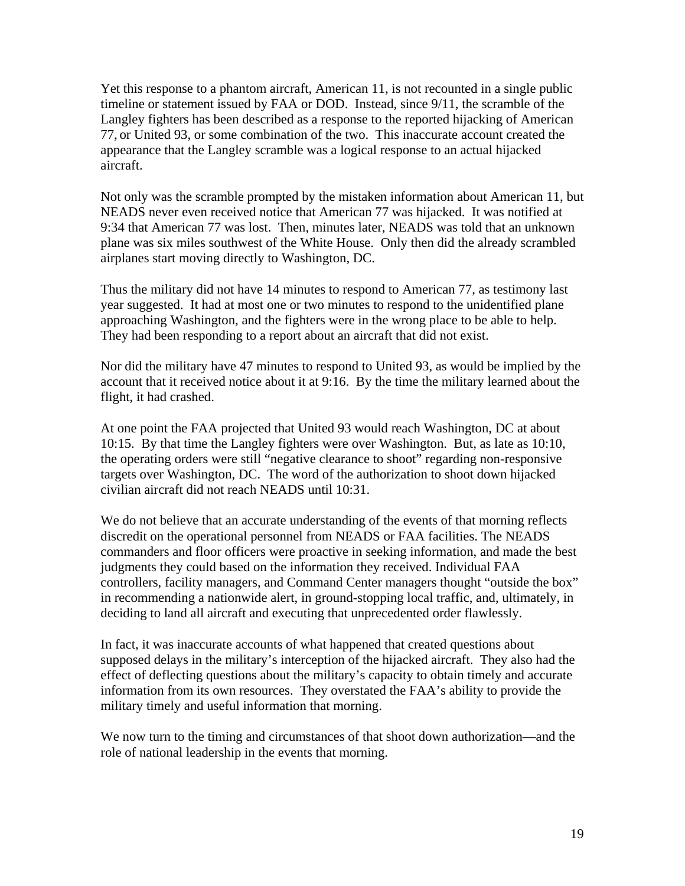Yet this response to a phantom aircraft, American 11, is not recounted in a single public timeline or statement issued by FAA or DOD. Instead, since 9/11, the scramble of the Langley fighters has been described as a response to the reported hijacking of American 77, or United 93, or some combination of the two. This inaccurate account created the appearance that the Langley scramble was a logical response to an actual hijacked aircraft.

Not only was the scramble prompted by the mistaken information about American 11, but NEADS never even received notice that American 77 was hijacked. It was notified at 9:34 that American 77 was lost. Then, minutes later, NEADS was told that an unknown plane was six miles southwest of the White House. Only then did the already scrambled airplanes start moving directly to Washington, DC.

Thus the military did not have 14 minutes to respond to American 77, as testimony last year suggested. It had at most one or two minutes to respond to the unidentified plane approaching Washington, and the fighters were in the wrong place to be able to help. They had been responding to a report about an aircraft that did not exist.

Nor did the military have 47 minutes to respond to United 93, as would be implied by the account that it received notice about it at 9:16. By the time the military learned about the flight, it had crashed.

At one point the FAA projected that United 93 would reach Washington, DC at about 10:15. By that time the Langley fighters were over Washington. But, as late as 10:10, the operating orders were still "negative clearance to shoot" regarding non-responsive targets over Washington, DC. The word of the authorization to shoot down hijacked civilian aircraft did not reach NEADS until 10:31.

We do not believe that an accurate understanding of the events of that morning reflects discredit on the operational personnel from NEADS or FAA facilities. The NEADS commanders and floor officers were proactive in seeking information, and made the best judgments they could based on the information they received. Individual FAA controllers, facility managers, and Command Center managers thought "outside the box" in recommending a nationwide alert, in ground-stopping local traffic, and, ultimately, in deciding to land all aircraft and executing that unprecedented order flawlessly.

In fact, it was inaccurate accounts of what happened that created questions about supposed delays in the military's interception of the hijacked aircraft. They also had the effect of deflecting questions about the military's capacity to obtain timely and accurate information from its own resources. They overstated the FAA's ability to provide the military timely and useful information that morning.

We now turn to the timing and circumstances of that shoot down authorization—and the role of national leadership in the events that morning.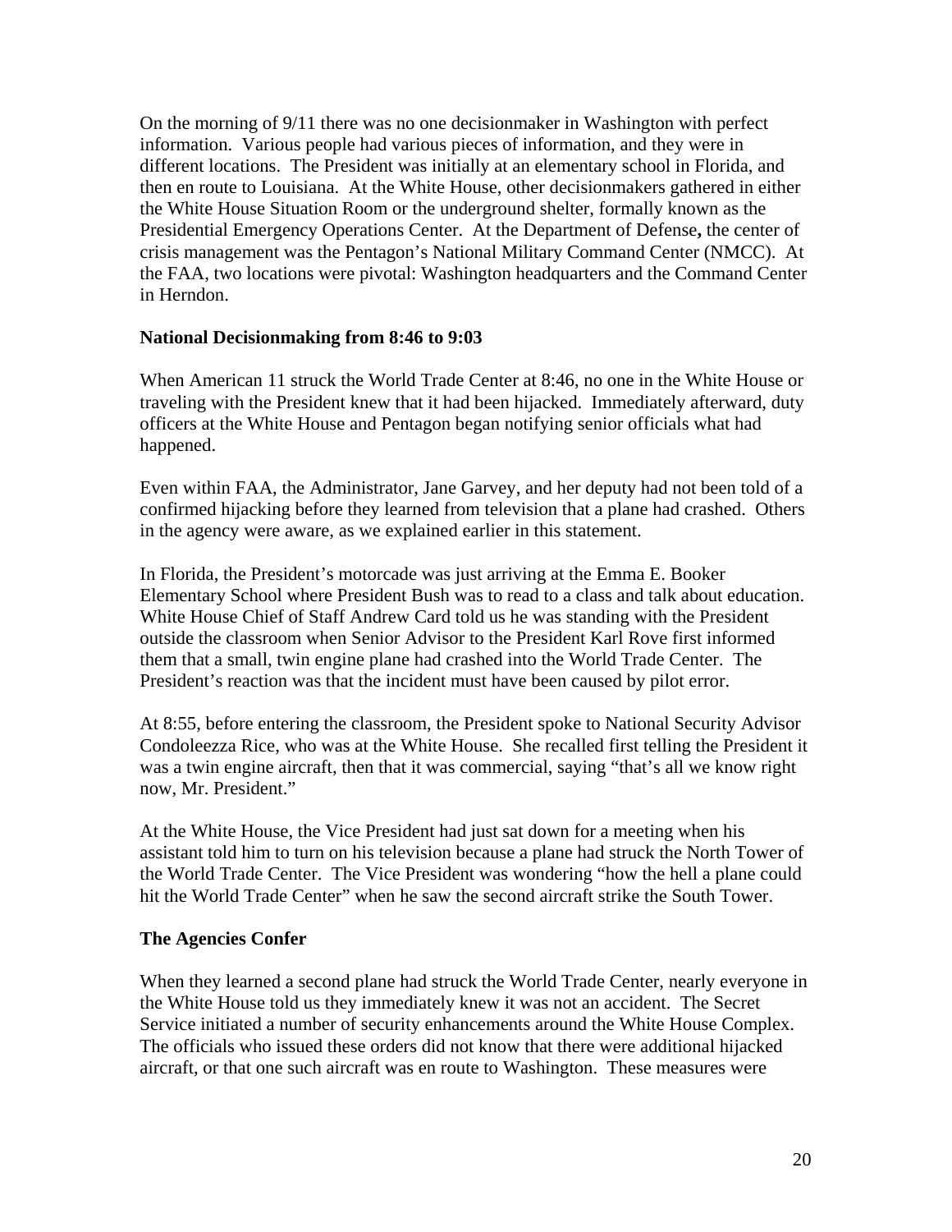On the morning of 9/11 there was no one decisionmaker in Washington with perfect information. Various people had various pieces of information, and they were in different locations. The President was initially at an elementary school in Florida, and then en route to Louisiana. At the White House, other decisionmakers gathered in either the White House Situation Room or the underground shelter, formally known as the Presidential Emergency Operations Center. At the Department of Defense**,** the center of crisis management was the Pentagon's National Military Command Center (NMCC). At the FAA, two locations were pivotal: Washington headquarters and the Command Center in Herndon.

### National Decisionmaking from 8:46 to 9:03

When American 11 struck the World Trade Center at 8:46, no one in the White House or traveling with the President knew that it had been hijacked. Immediately afterward, duty officers at the White House and Pentagon began notifying senior officials what had happened.

Even within FAA, the Administrator, Jane Garvey, and her deputy had not been told of a confirmed hijacking before they learned from television that a plane had crashed. Others in the agency were aware, as we explained earlier in this statement.

In Florida, the President's motorcade was just arriving at the Emma E. Booker Elementary School where President Bush was to read to a class and talk about education. White House Chief of Staff Andrew Card told us he was standing with the President outside the classroom when Senior Advisor to the President Karl Rove first informed them that a small, twin engine plane had crashed into the World Trade Center. The President's reaction was that the incident must have been caused by pilot error.

At 8:55, before entering the classroom, the President spoke to National Security Advisor Condoleezza Rice, who was at the White House. She recalled first telling the President it was a twin engine aircraft, then that it was commercial, saying "that's all we know right now, Mr. President."

At the White House, the Vice President had just sat down for a meeting when his assistant told him to turn on his television because a plane had struck the North Tower of the World Trade Center. The Vice President was wondering "how the hell a plane could hit the World Trade Center" when he saw the second aircraft strike the South Tower.

### The Agencies Confer

When they learned a second plane had struck the World Trade Center, nearly everyone in the White House told us they immediately knew it was not an accident. The Secret Service initiated a number of security enhancements around the White House Complex. The officials who issued these orders did not know that there were additional hijacked aircraft, or that one such aircraft was en route to Washington. These measures were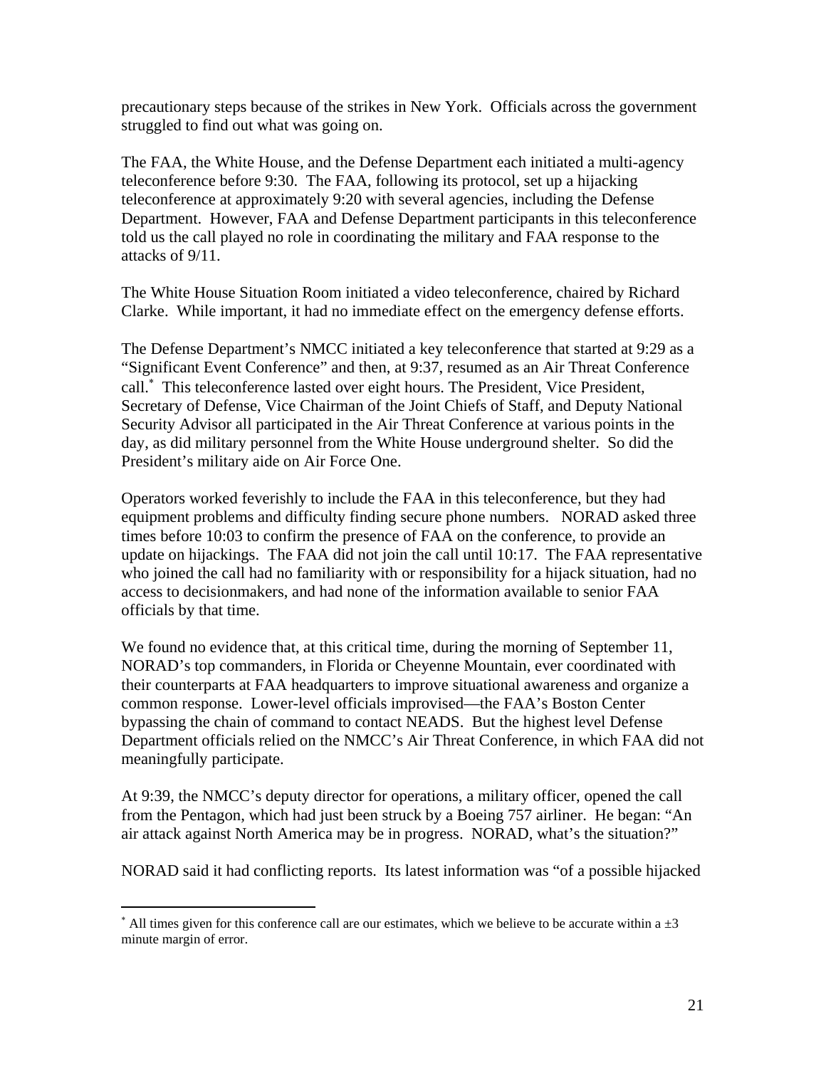precautionary steps because of the strikes in New York. Officials across the government struggled to find out what was going on.

The FAA, the White House, and the Defense Department each initiated a multi-agency teleconference before 9:30. The FAA, following its protocol, set up a hijacking teleconference at approximately 9:20 with several agencies, including the Defense Department. However, FAA and Defense Department participants in this teleconference told us the call played no role in coordinating the military and FAA response to the attacks of 9/11.

The White House Situation Room initiated a video teleconference, chaired by Richard Clarke. While important, it had no immediate effect on the emergency defense efforts.

The Defense Department's NMCC initiated a key teleconference that started at 9:29 as a "Significant Event Conference" and then, at 9:37, resumed as an Air Threat Conference call.* This teleconference lasted over eight hours. The President, Vice President, Secretary of Defense, Vice Chairman of the Joint Chiefs of Staff, and Deputy National Security Advisor all participated in the Air Threat Conference at various points in the day, as did military personnel from the White House underground shelter. So did the President's military aide on Air Force One.

Operators worked feverishly to include the FAA in this teleconference, but they had equipment problems and difficulty finding secure phone numbers. NORAD asked three times before 10:03 to confirm the presence of FAA on the conference, to provide an update on hijackings. The FAA did not join the call until 10:17. The FAA representative who joined the call had no familiarity with or responsibility for a hijack situation, had no access to decisionmakers, and had none of the information available to senior FAA officials by that time.

We found no evidence that, at this critical time, during the morning of September 11, NORAD's top commanders, in Florida or Cheyenne Mountain, ever coordinated with their counterparts at FAA headquarters to improve situational awareness and organize a common response. Lower-level officials improvised—the FAA's Boston Center bypassing the chain of command to contact NEADS. But the highest level Defense Department officials relied on the NMCC's Air Threat Conference, in which FAA did not meaningfully participate.

At 9:39, the NMCC's deputy director for operations, a military officer, opened the call from the Pentagon, which had just been struck by a Boeing 757 airliner. He began: "An air attack against North America may be in progress. NORAD, what's the situation?"

NORAD said it had conflicting reports. Its latest information was "of a possible hijacked

---

* All times given for this conference call are our estimates, which we believe to be accurate within a $\pm 3$ minute margin of error.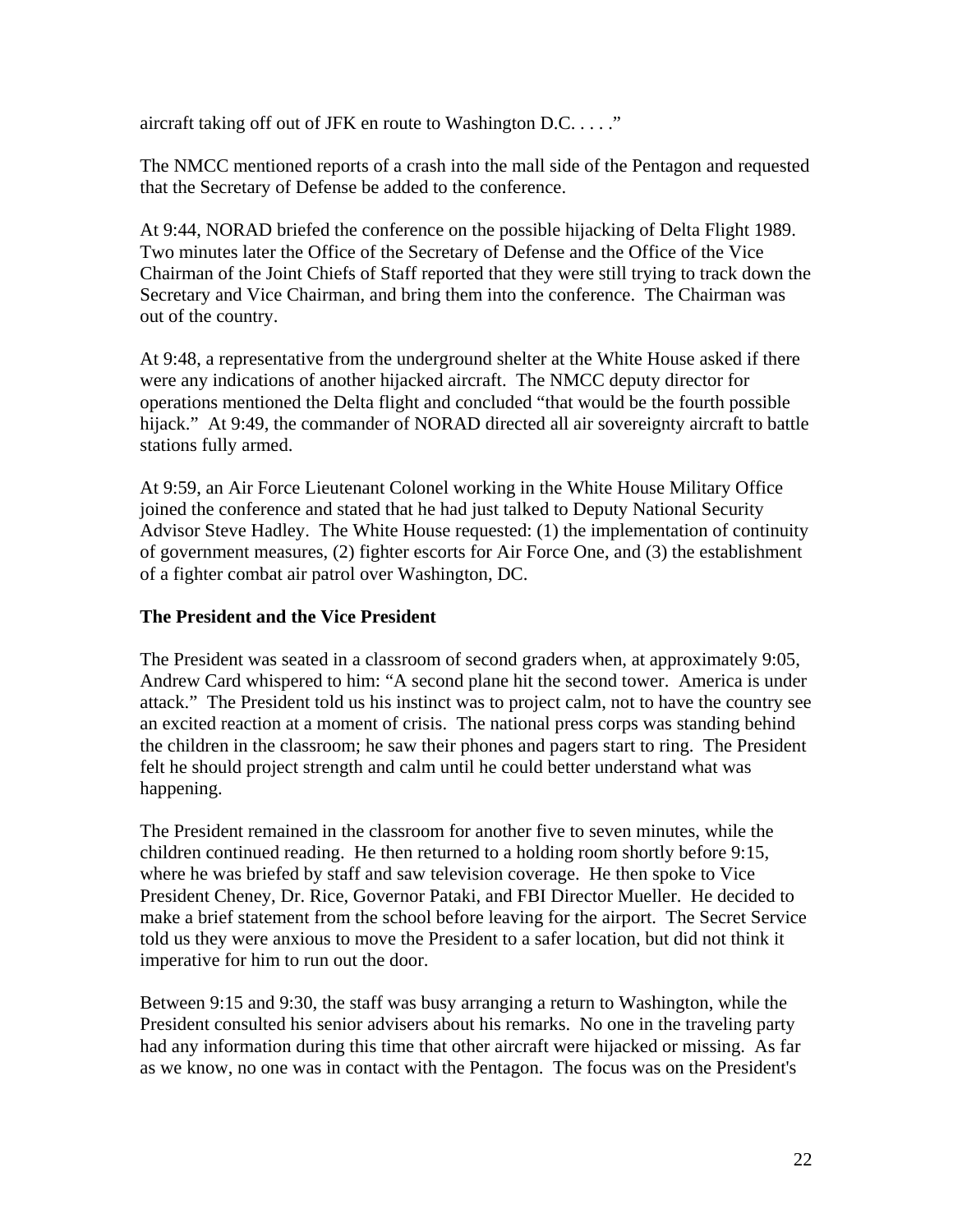aircraft taking off out of JFK en route to Washington D.C. . . . ."

The NMCC mentioned reports of a crash into the mall side of the Pentagon and requested that the Secretary of Defense be added to the conference.

At 9:44, NORAD briefed the conference on the possible hijacking of Delta Flight 1989. Two minutes later the Office of the Secretary of Defense and the Office of the Vice Chairman of the Joint Chiefs of Staff reported that they were still trying to track down the Secretary and Vice Chairman, and bring them into the conference. The Chairman was out of the country.

At 9:48, a representative from the underground shelter at the White House asked if there were any indications of another hijacked aircraft. The NMCC deputy director for operations mentioned the Delta flight and concluded "that would be the fourth possible hijack." At 9:49, the commander of NORAD directed all air sovereignty aircraft to battle stations fully armed.

At 9:59, an Air Force Lieutenant Colonel working in the White House Military Office joined the conference and stated that he had just talked to Deputy National Security Advisor Steve Hadley. The White House requested: (1) the implementation of continuity of government measures, (2) fighter escorts for Air Force One, and (3) the establishment of a fighter combat air patrol over Washington, DC.

**The President and the Vice President**

The President was seated in a classroom of second graders when, at approximately 9:05, Andrew Card whispered to him: "A second plane hit the second tower. America is under attack." The President told us his instinct was to project calm, not to have the country see an excited reaction at a moment of crisis. The national press corps was standing behind the children in the classroom; he saw their phones and pagers start to ring. The President felt he should project strength and calm until he could better understand what was happening.

The President remained in the classroom for another five to seven minutes, while the children continued reading. He then returned to a holding room shortly before 9:15, where he was briefed by staff and saw television coverage. He then spoke to Vice President Cheney, Dr. Rice, Governor Pataki, and FBI Director Mueller. He decided to make a brief statement from the school before leaving for the airport. The Secret Service told us they were anxious to move the President to a safer location, but did not think it imperative for him to run out the door.

Between 9:15 and 9:30, the staff was busy arranging a return to Washington, while the President consulted his senior advisers about his remarks. No one in the traveling party had any information during this time that other aircraft were hijacked or missing. As far as we know, no one was in contact with the Pentagon. The focus was on the President's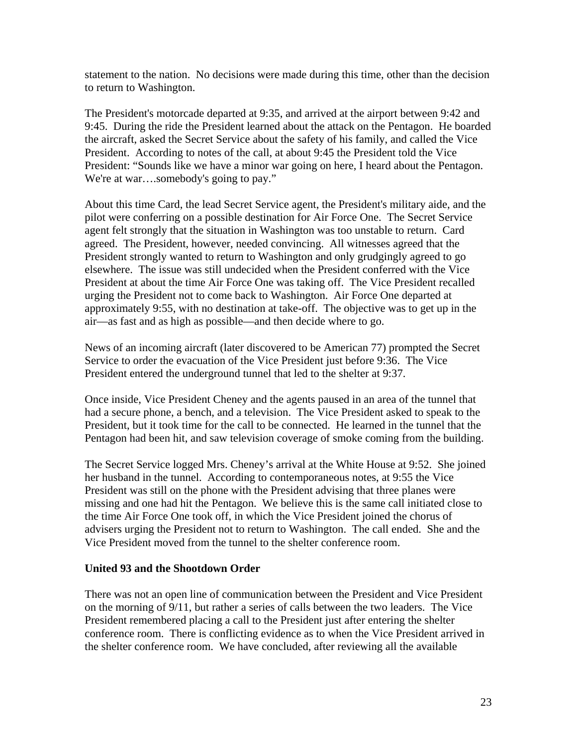statement to the nation. No decisions were made during this time, other than the decision to return to Washington.

The President's motorcade departed at 9:35, and arrived at the airport between 9:42 and 9:45. During the ride the President learned about the attack on the Pentagon. He boarded the aircraft, asked the Secret Service about the safety of his family, and called the Vice President. According to notes of the call, at about 9:45 the President told the Vice President: "Sounds like we have a minor war going on here, I heard about the Pentagon. We're at war….somebody's going to pay."

About this time Card, the lead Secret Service agent, the President's military aide, and the pilot were conferring on a possible destination for Air Force One. The Secret Service agent felt strongly that the situation in Washington was too unstable to return. Card agreed. The President, however, needed convincing. All witnesses agreed that the President strongly wanted to return to Washington and only grudgingly agreed to go elsewhere. The issue was still undecided when the President conferred with the Vice President at about the time Air Force One was taking off. The Vice President recalled urging the President not to come back to Washington. Air Force One departed at approximately 9:55, with no destination at take-off. The objective was to get up in the air—as fast and as high as possible—and then decide where to go.

News of an incoming aircraft (later discovered to be American 77) prompted the Secret Service to order the evacuation of the Vice President just before 9:36. The Vice President entered the underground tunnel that led to the shelter at 9:37.

Once inside, Vice President Cheney and the agents paused in an area of the tunnel that had a secure phone, a bench, and a television. The Vice President asked to speak to the President, but it took time for the call to be connected. He learned in the tunnel that the Pentagon had been hit, and saw television coverage of smoke coming from the building.

The Secret Service logged Mrs. Cheney's arrival at the White House at 9:52. She joined her husband in the tunnel. According to contemporaneous notes, at 9:55 the Vice President was still on the phone with the President advising that three planes were missing and one had hit the Pentagon. We believe this is the same call initiated close to the time Air Force One took off, in which the Vice President joined the chorus of advisers urging the President not to return to Washington. The call ended. She and the Vice President moved from the tunnel to the shelter conference room.

**United 93 and the Shootdown Order**

There was not an open line of communication between the President and Vice President on the morning of 9/11, but rather a series of calls between the two leaders. The Vice President remembered placing a call to the President just after entering the shelter conference room. There is conflicting evidence as to when the Vice President arrived in the shelter conference room. We have concluded, after reviewing all the available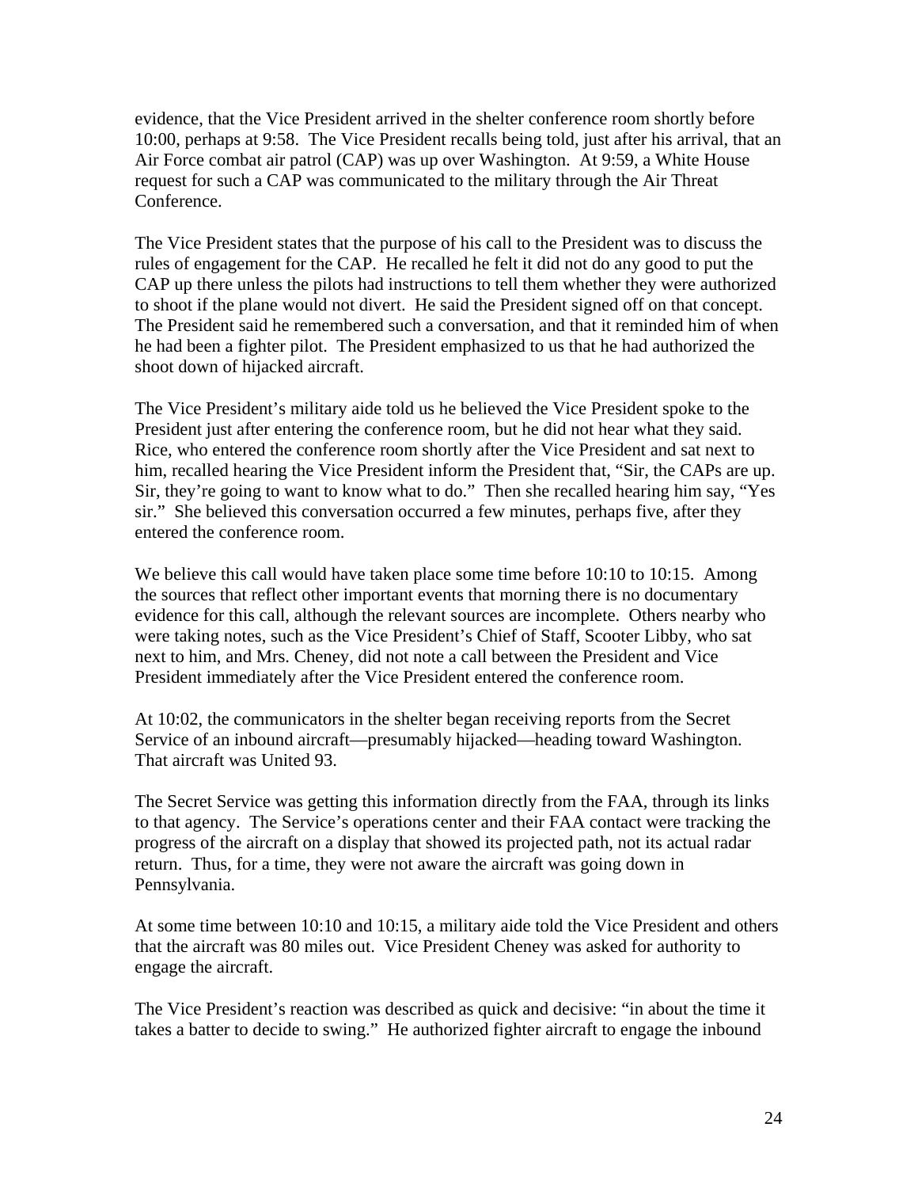evidence, that the Vice President arrived in the shelter conference room shortly before 10:00, perhaps at 9:58. The Vice President recalls being told, just after his arrival, that an Air Force combat air patrol (CAP) was up over Washington. At 9:59, a White House request for such a CAP was communicated to the military through the Air Threat Conference.

The Vice President states that the purpose of his call to the President was to discuss the rules of engagement for the CAP. He recalled he felt it did not do any good to put the CAP up there unless the pilots had instructions to tell them whether they were authorized to shoot if the plane would not divert. He said the President signed off on that concept. The President said he remembered such a conversation, and that it reminded him of when he had been a fighter pilot. The President emphasized to us that he had authorized the shoot down of hijacked aircraft.

The Vice President's military aide told us he believed the Vice President spoke to the President just after entering the conference room, but he did not hear what they said. Rice, who entered the conference room shortly after the Vice President and sat next to him, recalled hearing the Vice President inform the President that, "Sir, the CAPs are up. Sir, they're going to want to know what to do." Then she recalled hearing him say, "Yes sir." She believed this conversation occurred a few minutes, perhaps five, after they entered the conference room.

We believe this call would have taken place some time before 10:10 to 10:15. Among the sources that reflect other important events that morning there is no documentary evidence for this call, although the relevant sources are incomplete. Others nearby who were taking notes, such as the Vice President's Chief of Staff, Scooter Libby, who sat next to him, and Mrs. Cheney, did not note a call between the President and Vice President immediately after the Vice President entered the conference room.

At 10:02, the communicators in the shelter began receiving reports from the Secret Service of an inbound aircraft—presumably hijacked—heading toward Washington. That aircraft was United 93.

The Secret Service was getting this information directly from the FAA, through its links to that agency. The Service's operations center and their FAA contact were tracking the progress of the aircraft on a display that showed its projected path, not its actual radar return. Thus, for a time, they were not aware the aircraft was going down in Pennsylvania.

At some time between 10:10 and 10:15, a military aide told the Vice President and others that the aircraft was 80 miles out. Vice President Cheney was asked for authority to engage the aircraft.

The Vice President's reaction was described as quick and decisive: "in about the time it takes a batter to decide to swing." He authorized fighter aircraft to engage the inbound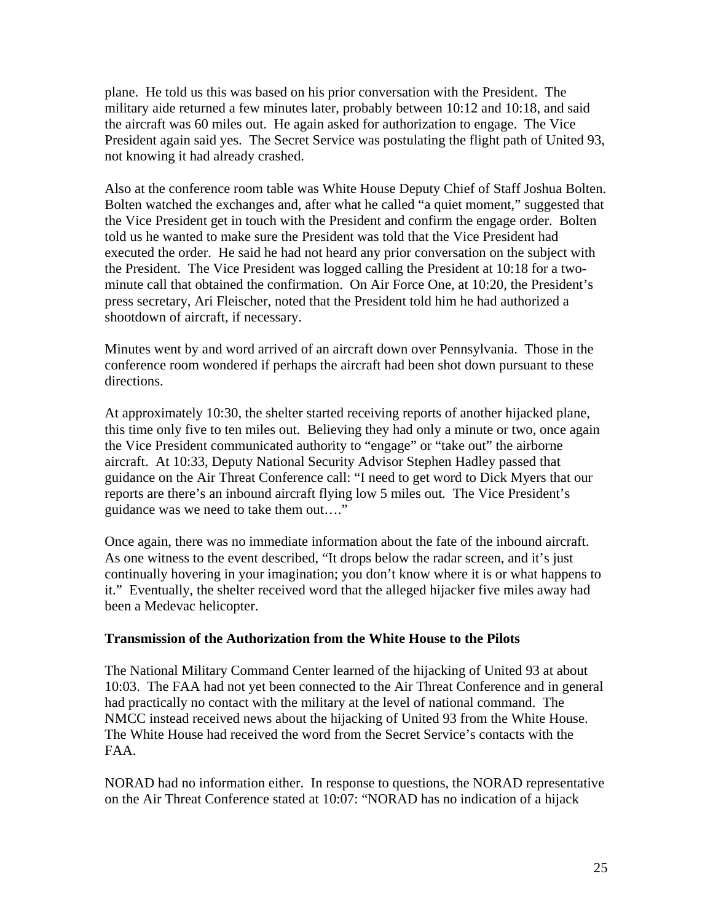plane. He told us this was based on his prior conversation with the President. The military aide returned a few minutes later, probably between 10:12 and 10:18, and said the aircraft was 60 miles out. He again asked for authorization to engage. The Vice President again said yes. The Secret Service was postulating the flight path of United 93, not knowing it had already crashed.

Also at the conference room table was White House Deputy Chief of Staff Joshua Bolten. Bolten watched the exchanges and, after what he called "a quiet moment," suggested that the Vice President get in touch with the President and confirm the engage order. Bolten told us he wanted to make sure the President was told that the Vice President had executed the order. He said he had not heard any prior conversation on the subject with the President. The Vice President was logged calling the President at 10:18 for a two-minute call that obtained the confirmation. On Air Force One, at 10:20, the President's press secretary, Ari Fleischer, noted that the President told him he had authorized a shootdown of aircraft, if necessary.

Minutes went by and word arrived of an aircraft down over Pennsylvania. Those in the conference room wondered if perhaps the aircraft had been shot down pursuant to these directions.

At approximately 10:30, the shelter started receiving reports of another hijacked plane, this time only five to ten miles out. Believing they had only a minute or two, once again the Vice President communicated authority to "engage" or "take out" the airborne aircraft. At 10:33, Deputy National Security Advisor Stephen Hadley passed that guidance on the Air Threat Conference call: "I need to get word to Dick Myers that our reports are there's an inbound aircraft flying low 5 miles out. The Vice President's guidance was we need to take them out…."

Once again, there was no immediate information about the fate of the inbound aircraft. As one witness to the event described, "It drops below the radar screen, and it's just continually hovering in your imagination; you don't know where it is or what happens to it." Eventually, the shelter received word that the alleged hijacker five miles away had been a Medevac helicopter.

**Transmission of the Authorization from the White House to the Pilots**

The National Military Command Center learned of the hijacking of United 93 at about 10:03. The FAA had not yet been connected to the Air Threat Conference and in general had practically no contact with the military at the level of national command. The NMCC instead received news about the hijacking of United 93 from the White House. The White House had received the word from the Secret Service's contacts with the FAA.

NORAD had no information either. In response to questions, the NORAD representative on the Air Threat Conference stated at 10:07: "NORAD has no indication of a hijack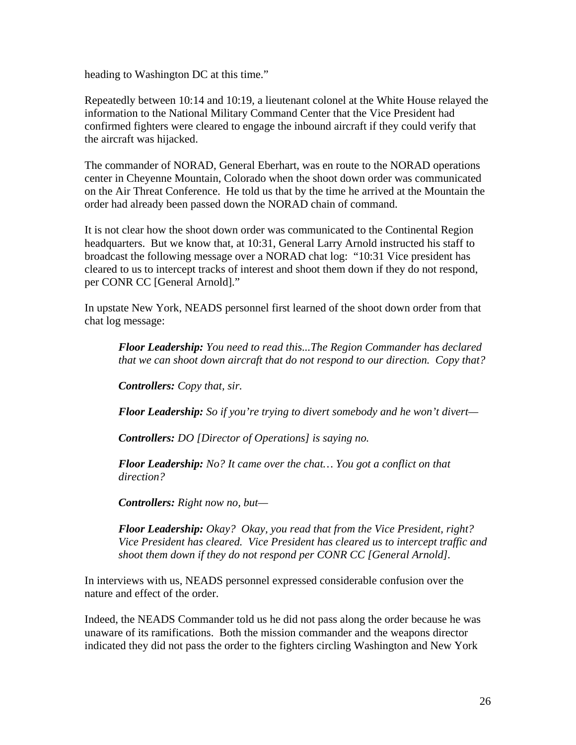heading to Washington DC at this time."

Repeatedly between 10:14 and 10:19, a lieutenant colonel at the White House relayed the information to the National Military Command Center that the Vice President had confirmed fighters were cleared to engage the inbound aircraft if they could verify that the aircraft was hijacked.

The commander of NORAD, General Eberhart, was en route to the NORAD operations center in Cheyenne Mountain, Colorado when the shoot down order was communicated on the Air Threat Conference. He told us that by the time he arrived at the Mountain the order had already been passed down the NORAD chain of command.

It is not clear how the shoot down order was communicated to the Continental Region headquarters. But we know that, at 10:31, General Larry Arnold instructed his staff to broadcast the following message over a NORAD chat log: "10:31 Vice president has cleared to us to intercept tracks of interest and shoot them down if they do not respond, per CONR CC [General Arnold]."

In upstate New York, NEADS personnel first learned of the shoot down order from that chat log message:

> ***Floor Leadership:*** *You need to read this...The Region Commander has declared that we can shoot down aircraft that do not respond to our direction. Copy that?*
>
> ***Controllers:*** *Copy that, sir.*
>
> ***Floor Leadership:*** *So if you're trying to divert somebody and he won't divert—*
>
> ***Controllers:*** *DO [Director of Operations] is saying no.*
>
> ***Floor Leadership:*** *No? It came over the chat… You got a conflict on that direction?*
>
> ***Controllers:*** *Right now no, but—*
>
> ***Floor Leadership:*** *Okay? Okay, you read that from the Vice President, right? Vice President has cleared. Vice President has cleared us to intercept traffic and shoot them down if they do not respond per CONR CC [General Arnold].*

In interviews with us, NEADS personnel expressed considerable confusion over the nature and effect of the order.

Indeed, the NEADS Commander told us he did not pass along the order because he was unaware of its ramifications. Both the mission commander and the weapons director indicated they did not pass the order to the fighters circling Washington and New York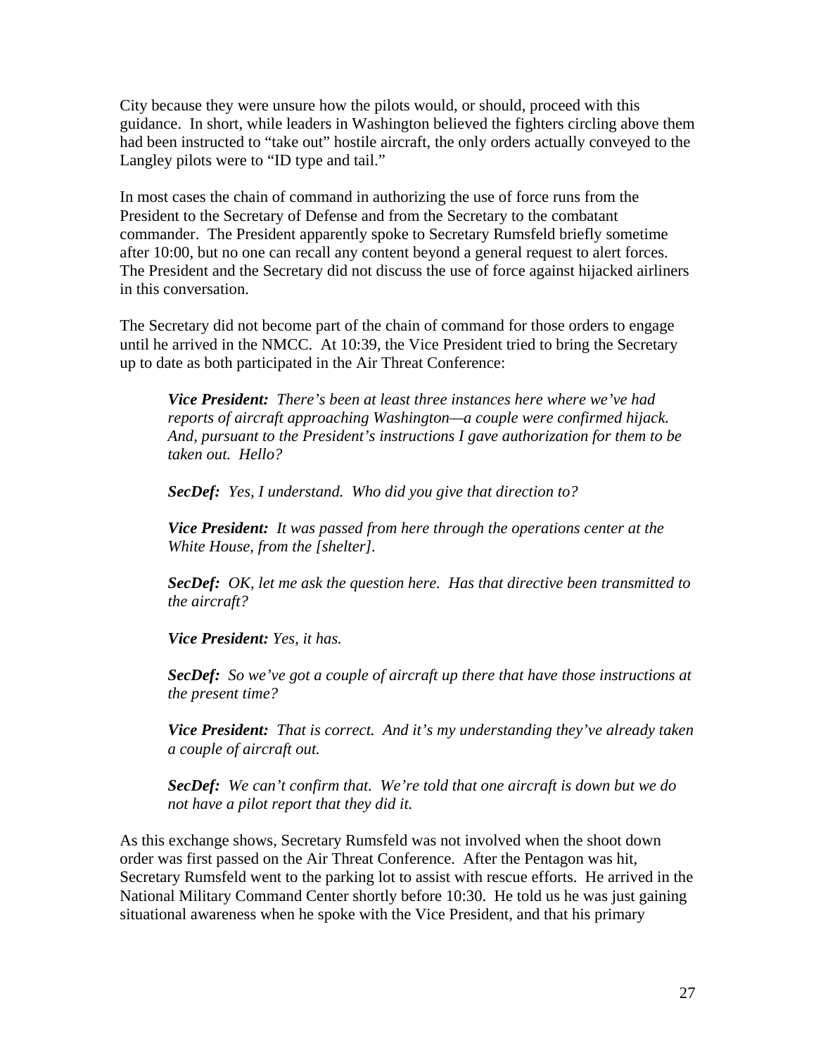City because they were unsure how the pilots would, or should, proceed with this guidance. In short, while leaders in Washington believed the fighters circling above them had been instructed to "take out" hostile aircraft, the only orders actually conveyed to the Langley pilots were to "ID type and tail."

In most cases the chain of command in authorizing the use of force runs from the President to the Secretary of Defense and from the Secretary to the combatant commander. The President apparently spoke to Secretary Rumsfeld briefly sometime after 10:00, but no one can recall any content beyond a general request to alert forces. The President and the Secretary did not discuss the use of force against hijacked airliners in this conversation.

The Secretary did not become part of the chain of command for those orders to engage until he arrived in the NMCC. At 10:39, the Vice President tried to bring the Secretary up to date as both participated in the Air Threat Conference:

> ***Vice President:*** *There's been at least three instances here where we've had reports of aircraft approaching Washington—a couple were confirmed hijack. And, pursuant to the President's instructions I gave authorization for them to be taken out. Hello?*
>
> ***SecDef:*** *Yes, I understand. Who did you give that direction to?*
>
> ***Vice President:*** *It was passed from here through the operations center at the White House, from the [shelter].*
>
> ***SecDef:*** *OK, let me ask the question here. Has that directive been transmitted to the aircraft?*
>
> ***Vice President:*** *Yes, it has.*
>
> ***SecDef:*** *So we've got a couple of aircraft up there that have those instructions at the present time?*
>
> ***Vice President:*** *That is correct. And it's my understanding they've already taken a couple of aircraft out.*
>
> ***SecDef:*** *We can't confirm that. We're told that one aircraft is down but we do not have a pilot report that they did it.*

As this exchange shows, Secretary Rumsfeld was not involved when the shoot down order was first passed on the Air Threat Conference. After the Pentagon was hit, Secretary Rumsfeld went to the parking lot to assist with rescue efforts. He arrived in the National Military Command Center shortly before 10:30. He told us he was just gaining situational awareness when he spoke with the Vice President, and that his primary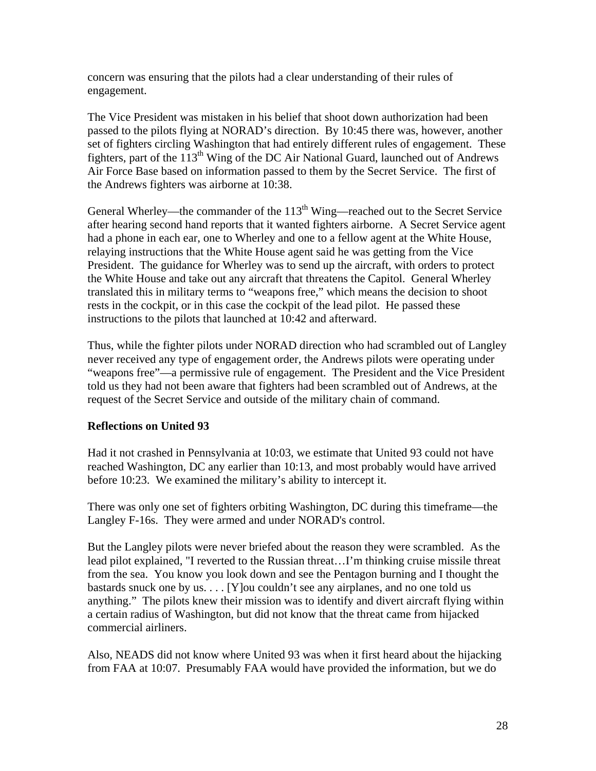concern was ensuring that the pilots had a clear understanding of their rules of engagement.

The Vice President was mistaken in his belief that shoot down authorization had been passed to the pilots flying at NORAD's direction. By 10:45 there was, however, another set of fighters circling Washington that had entirely different rules of engagement. These fighters, part of the 113th Wing of the DC Air National Guard, launched out of Andrews Air Force Base based on information passed to them by the Secret Service. The first of the Andrews fighters was airborne at 10:38.

General Wherley—the commander of the 113th Wing—reached out to the Secret Service after hearing second hand reports that it wanted fighters airborne. A Secret Service agent had a phone in each ear, one to Wherley and one to a fellow agent at the White House, relaying instructions that the White House agent said he was getting from the Vice President. The guidance for Wherley was to send up the aircraft, with orders to protect the White House and take out any aircraft that threatens the Capitol. General Wherley translated this in military terms to "weapons free," which means the decision to shoot rests in the cockpit, or in this case the cockpit of the lead pilot. He passed these instructions to the pilots that launched at 10:42 and afterward.

Thus, while the fighter pilots under NORAD direction who had scrambled out of Langley never received any type of engagement order, the Andrews pilots were operating under "weapons free"—a permissive rule of engagement. The President and the Vice President told us they had not been aware that fighters had been scrambled out of Andrews, at the request of the Secret Service and outside of the military chain of command.

**Reflections on United 93**

Had it not crashed in Pennsylvania at 10:03, we estimate that United 93 could not have reached Washington, DC any earlier than 10:13, and most probably would have arrived before 10:23. We examined the military's ability to intercept it.

There was only one set of fighters orbiting Washington, DC during this timeframe—the Langley F-16s. They were armed and under NORAD's control.

But the Langley pilots were never briefed about the reason they were scrambled. As the lead pilot explained, "I reverted to the Russian threat…I'm thinking cruise missile threat from the sea. You know you look down and see the Pentagon burning and I thought the bastards snuck one by us. . . . [Y]ou couldn't see any airplanes, and no one told us anything." The pilots knew their mission was to identify and divert aircraft flying within a certain radius of Washington, but did not know that the threat came from hijacked commercial airliners.

Also, NEADS did not know where United 93 was when it first heard about the hijacking from FAA at 10:07. Presumably FAA would have provided the information, but we do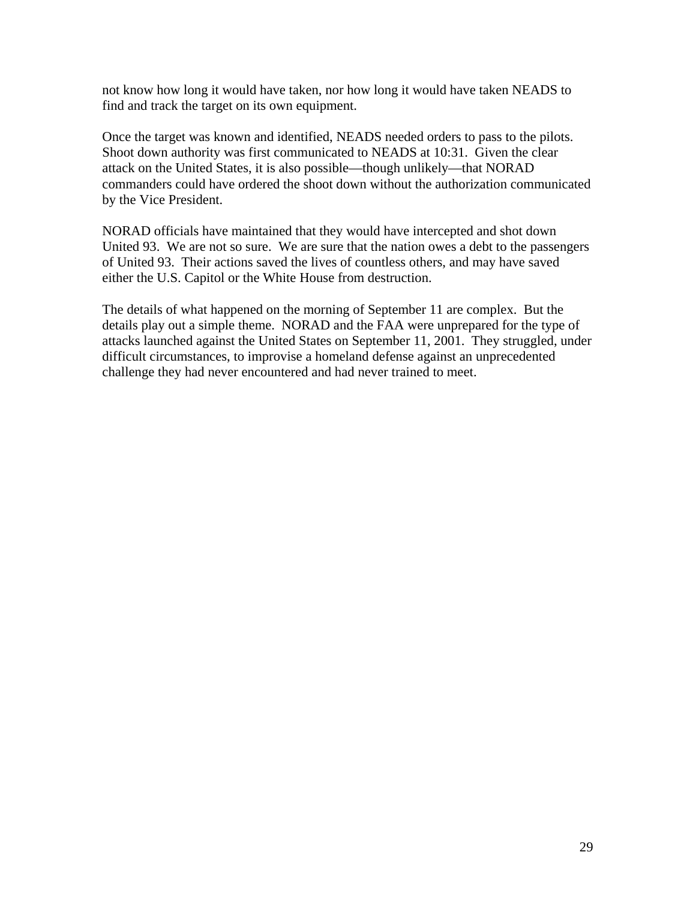not know how long it would have taken, nor how long it would have taken NEADS to find and track the target on its own equipment.

Once the target was known and identified, NEADS needed orders to pass to the pilots. Shoot down authority was first communicated to NEADS at 10:31. Given the clear attack on the United States, it is also possible—though unlikely—that NORAD commanders could have ordered the shoot down without the authorization communicated by the Vice President.

NORAD officials have maintained that they would have intercepted and shot down United 93. We are not so sure. We are sure that the nation owes a debt to the passengers of United 93. Their actions saved the lives of countless others, and may have saved either the U.S. Capitol or the White House from destruction.

The details of what happened on the morning of September 11 are complex. But the details play out a simple theme. NORAD and the FAA were unprepared for the type of attacks launched against the United States on September 11, 2001. They struggled, under difficult circumstances, to improvise a homeland defense against an unprecedented challenge they had never encountered and had never trained to meet.